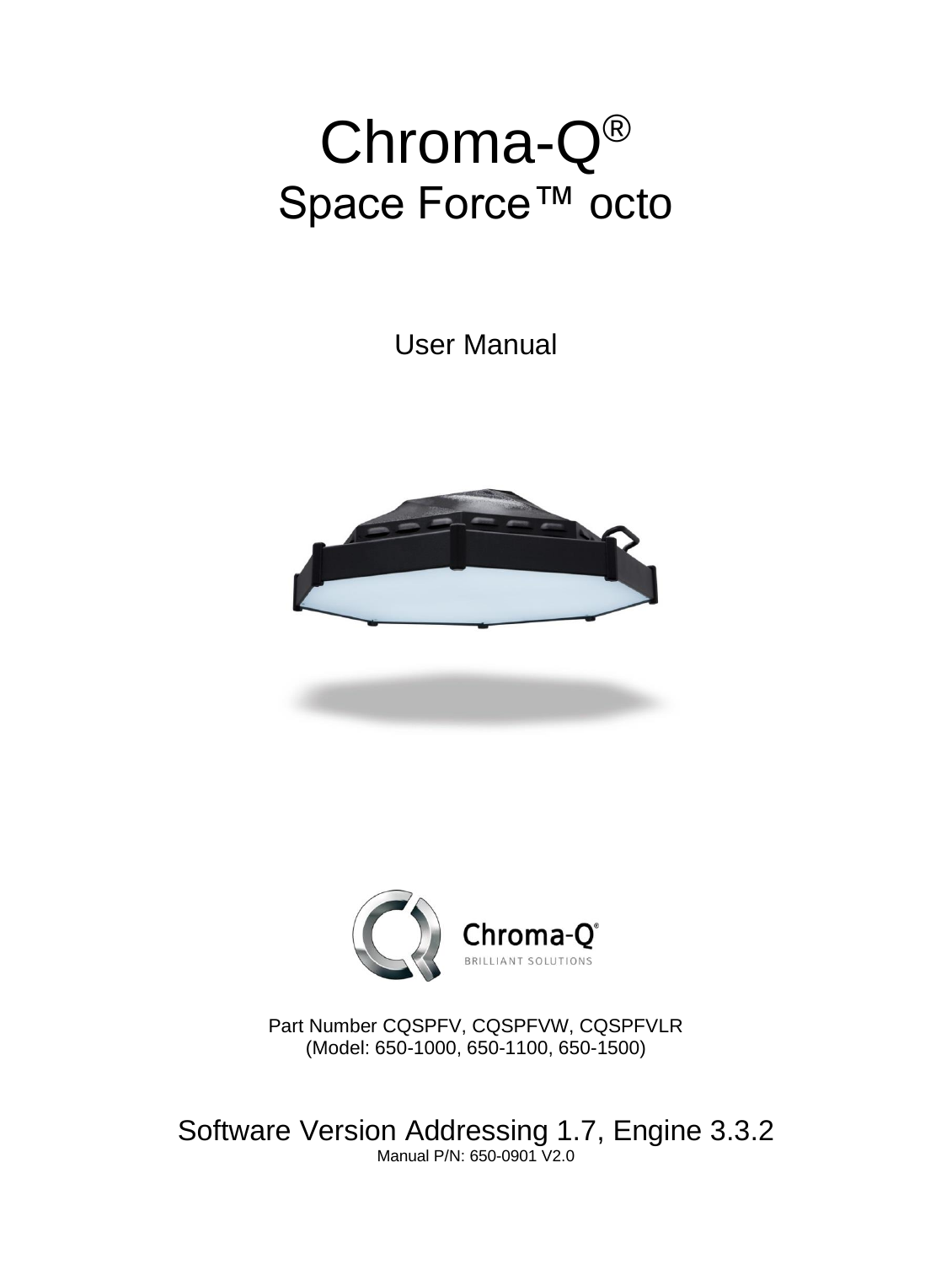# Chroma-Q®

## Space Force™ octo

User Manual

Part Number CQSPFV, CQSPFVW, CQSPFVLR
(Model: 650-1000, 650-1100, 650-1500)

Software Version Addressing 1.7, Engine 3.3.2

Manual P/N: 650-0901 V2.0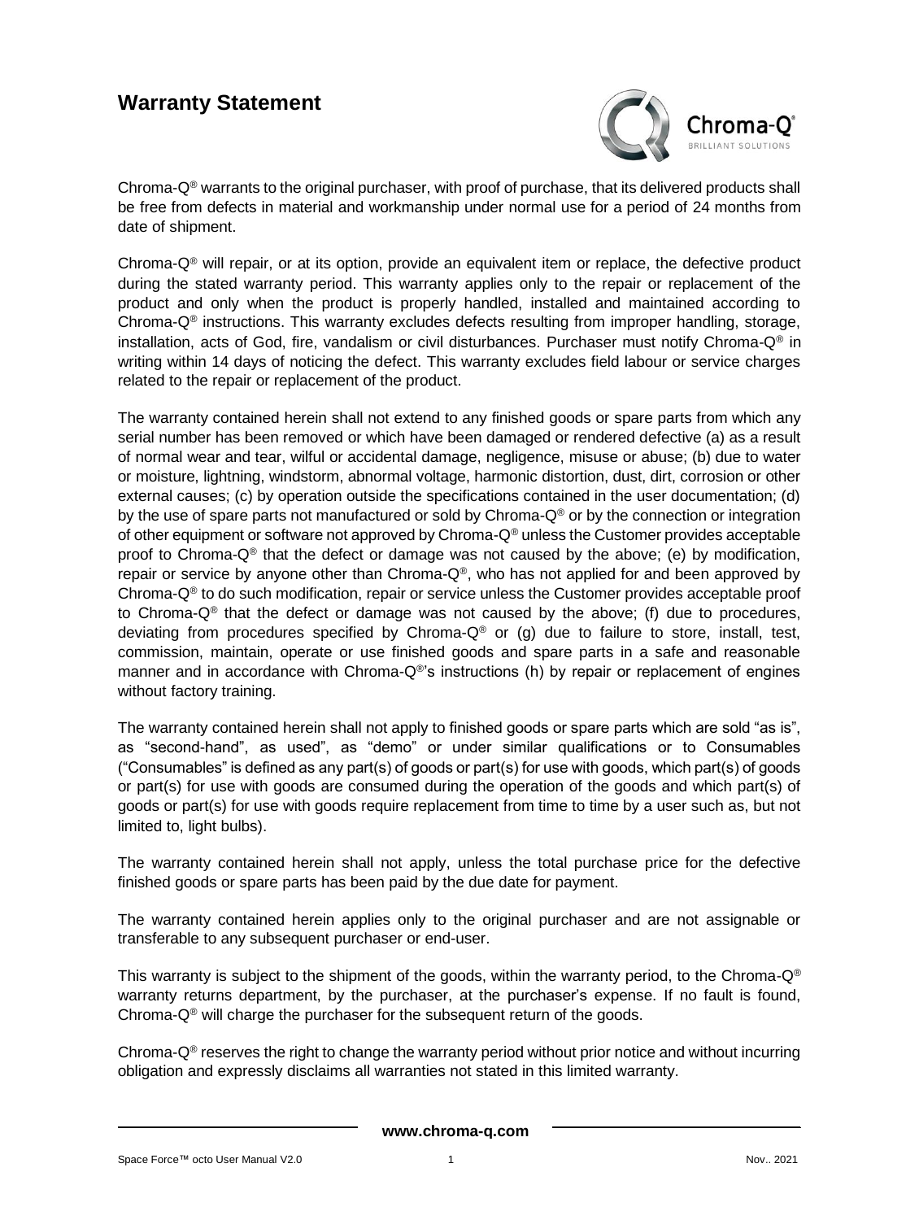# Warranty Statement

Chroma-Q® warrants to the original purchaser, with proof of purchase, that its delivered products shall be free from defects in material and workmanship under normal use for a period of 24 months from date of shipment.

Chroma-Q® will repair, or at its option, provide an equivalent item or replace, the defective product during the stated warranty period. This warranty applies only to the repair or replacement of the product and only when the product is properly handled, installed and maintained according to Chroma-Q® instructions. This warranty excludes defects resulting from improper handling, storage, installation, acts of God, fire, vandalism or civil disturbances. Purchaser must notify Chroma-Q® in writing within 14 days of noticing the defect. This warranty excludes field labour or service charges related to the repair or replacement of the product.

The warranty contained herein shall not extend to any finished goods or spare parts from which any serial number has been removed or which have been damaged or rendered defective (a) as a result of normal wear and tear, wilful or accidental damage, negligence, misuse or abuse; (b) due to water or moisture, lightning, windstorm, abnormal voltage, harmonic distortion, dust, dirt, corrosion or other external causes; (c) by operation outside the specifications contained in the user documentation; (d) by the use of spare parts not manufactured or sold by Chroma-Q® or by the connection or integration of other equipment or software not approved by Chroma-Q® unless the Customer provides acceptable proof to Chroma-Q® that the defect or damage was not caused by the above; (e) by modification, repair or service by anyone other than Chroma-Q®, who has not applied for and been approved by Chroma-Q® to do such modification, repair or service unless the Customer provides acceptable proof to Chroma-Q® that the defect or damage was not caused by the above; (f) due to procedures, deviating from procedures specified by Chroma-Q® or (g) due to failure to store, install, test, commission, maintain, operate or use finished goods and spare parts in a safe and reasonable manner and in accordance with Chroma-Q®'s instructions (h) by repair or replacement of engines without factory training.

The warranty contained herein shall not apply to finished goods or spare parts which are sold "as is", as "second-hand", as used", as "demo" or under similar qualifications or to Consumables ("Consumables" is defined as any part(s) of goods or part(s) for use with goods, which part(s) of goods or part(s) for use with goods are consumed during the operation of the goods and which part(s) of goods or part(s) for use with goods require replacement from time to time by a user such as, but not limited to, light bulbs).

The warranty contained herein shall not apply, unless the total purchase price for the defective finished goods or spare parts has been paid by the due date for payment.

The warranty contained herein applies only to the original purchaser and are not assignable or transferable to any subsequent purchaser or end-user.

This warranty is subject to the shipment of the goods, within the warranty period, to the Chroma-Q® warranty returns department, by the purchaser, at the purchaser's expense. If no fault is found, Chroma-Q® will charge the purchaser for the subsequent return of the goods.

Chroma-Q® reserves the right to change the warranty period without prior notice and without incurring obligation and expressly disclaims all warranties not stated in this limited warranty.

**www.chroma-q.com**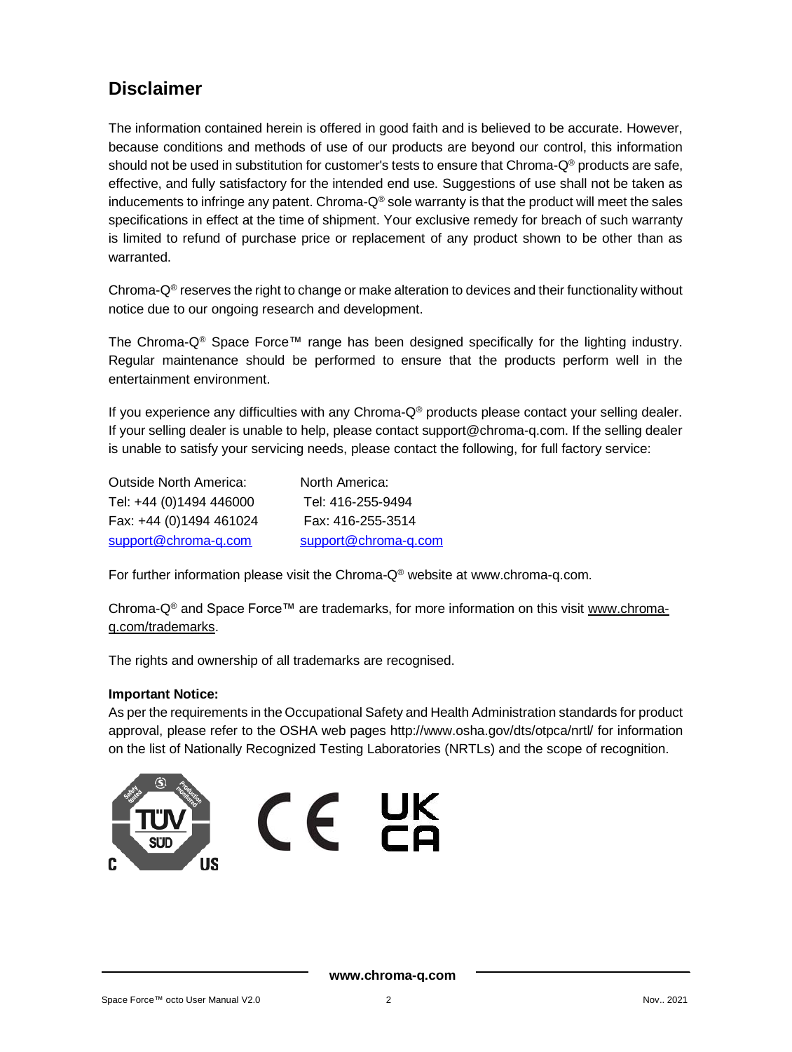## Disclaimer

The information contained herein is offered in good faith and is believed to be accurate. However, because conditions and methods of use of our products are beyond our control, this information should not be used in substitution for customer's tests to ensure that Chroma-Q® products are safe, effective, and fully satisfactory for the intended end use. Suggestions of use shall not be taken as inducements to infringe any patent. Chroma-Q® sole warranty is that the product will meet the sales specifications in effect at the time of shipment. Your exclusive remedy for breach of such warranty is limited to refund of purchase price or replacement of any product shown to be other than as warranted.

Chroma-Q® reserves the right to change or make alteration to devices and their functionality without notice due to our ongoing research and development.

The Chroma-Q® Space Force™ range has been designed specifically for the lighting industry. Regular maintenance should be performed to ensure that the products perform well in the entertainment environment.

If you experience any difficulties with any Chroma-Q® products please contact your selling dealer. If your selling dealer is unable to help, please contact support@chroma-q.com. If the selling dealer is unable to satisfy your servicing needs, please contact the following, for full factory service:

| Outside North America: | North America: |
|---|---|
| Tel: +44 (0)1494 446000 | Tel: 416-255-9494 |
| Fax: +44 (0)1494 461024 | Fax: 416-255-3514 |
| support@chroma-q.com | support@chroma-q.com |

For further information please visit the Chroma-Q® website at www.chroma-q.com.

Chroma-Q® and Space Force™ are trademarks, for more information on this visit www.chroma-q.com/trademarks.

The rights and ownership of all trademarks are recognised.

**Important Notice:**
As per the requirements in the Occupational Safety and Health Administration standards for product approval, please refer to the OSHA web pages http://www.osha.gov/dts/otpca/nrtl/ for information on the list of Nationally Recognized Testing Laboratories (NRTLs) and the scope of recognition.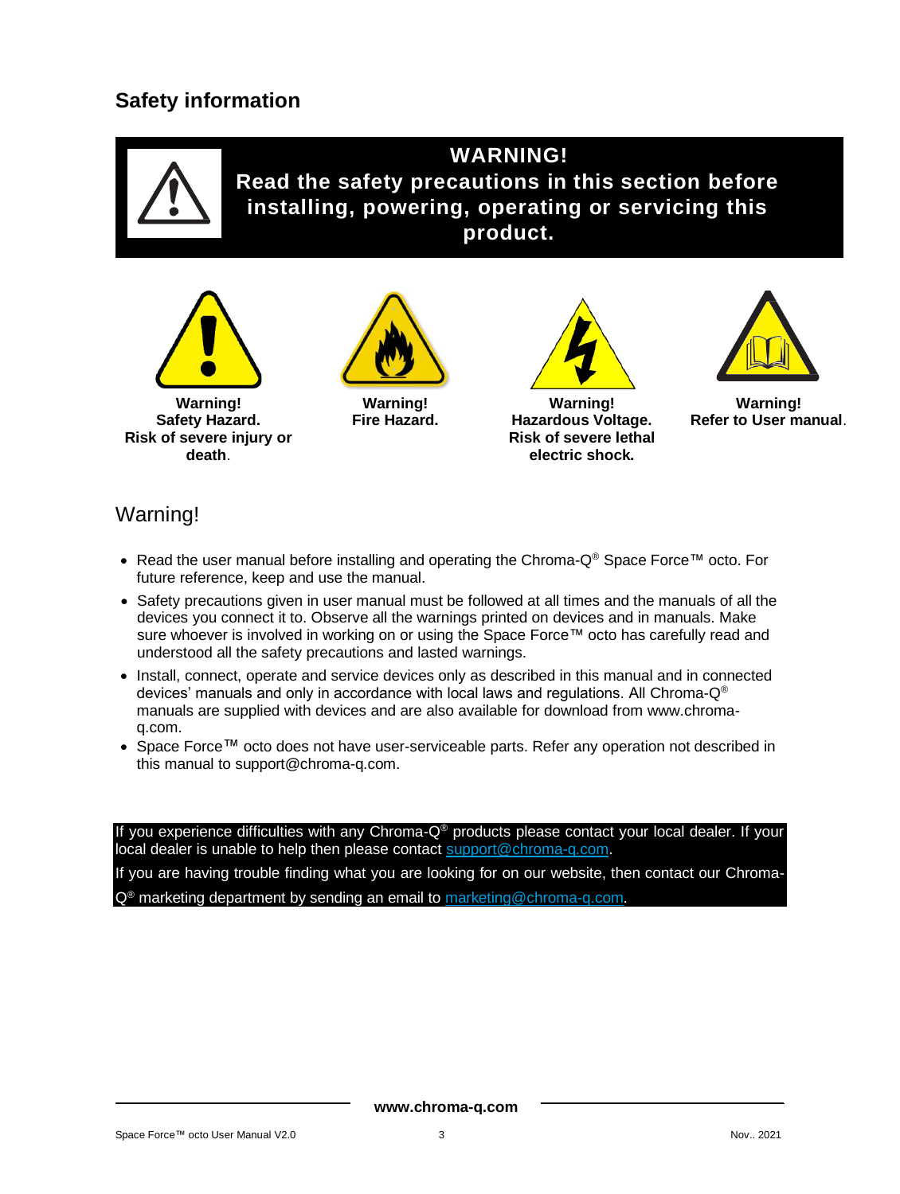## Safety information

**WARNING!**
**Read the safety precautions in this section before installing, powering, operating or servicing this product.**

**Warning!**
**Safety Hazard.**
**Risk of severe injury or death.**

**Warning!**
**Fire Hazard.**

**Warning!**
**Hazardous Voltage.**
**Risk of severe lethal electric shock.**

**Warning!**
**Refer to User manual.**

## Warning!

- Read the user manual before installing and operating the Chroma-Q® Space Force™ octo. For future reference, keep and use the manual.
- Safety precautions given in user manual must be followed at all times and the manuals of all the devices you connect it to. Observe all the warnings printed on devices and in manuals. Make sure whoever is involved in working on or using the Space Force™ octo has carefully read and understood all the safety precautions and lasted warnings.
- Install, connect, operate and service devices only as described in this manual and in connected devices' manuals and only in accordance with local laws and regulations. All Chroma-Q® manuals are supplied with devices and are also available for download from www.chroma-q.com.
- Space Force™ octo does not have user-serviceable parts. Refer any operation not described in this manual to support@chroma-q.com.

If you experience difficulties with any Chroma-Q® products please contact your local dealer. If your local dealer is unable to help then please contact support@chroma-q.com.

If you are having trouble finding what you are looking for on our website, then contact our Chroma-Q® marketing department by sending an email to marketing@chroma-q.com.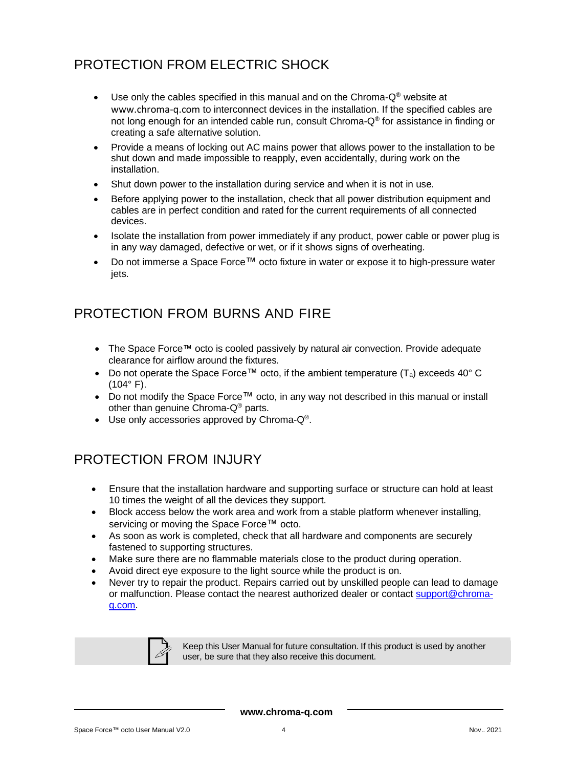## PROTECTION FROM ELECTRIC SHOCK

- Use only the cables specified in this manual and on the Chroma-Q® website at www.chroma-q.com to interconnect devices in the installation. If the specified cables are not long enough for an intended cable run, consult Chroma-Q® for assistance in finding or creating a safe alternative solution.
- Provide a means of locking out AC mains power that allows power to the installation to be shut down and made impossible to reapply, even accidentally, during work on the installation.
- Shut down power to the installation during service and when it is not in use.
- Before applying power to the installation, check that all power distribution equipment and cables are in perfect condition and rated for the current requirements of all connected devices.
- Isolate the installation from power immediately if any product, power cable or power plug is in any way damaged, defective or wet, or if it shows signs of overheating.
- Do not immerse a Space Force™ octo fixture in water or expose it to high-pressure water jets.

## PROTECTION FROM BURNS AND FIRE

- The Space Force™ octo is cooled passively by natural air convection. Provide adequate clearance for airflow around the fixtures.
- Do not operate the Space Force™ octo, if the ambient temperature ($T_a$) exceeds 40° C (104° F).
- Do not modify the Space Force™ octo, in any way not described in this manual or install other than genuine Chroma-Q® parts.
- Use only accessories approved by Chroma-Q®.

## PROTECTION FROM INJURY

- Ensure that the installation hardware and supporting surface or structure can hold at least 10 times the weight of all the devices they support.
- Block access below the work area and work from a stable platform whenever installing, servicing or moving the Space Force™ octo.
- As soon as work is completed, check that all hardware and components are securely fastened to supporting structures.
- Make sure there are no flammable materials close to the product during operation.
- Avoid direct eye exposure to the light source while the product is on.
- Never try to repair the product. Repairs carried out by unskilled people can lead to damage or malfunction. Please contact the nearest authorized dealer or contact support@chroma-q.com.

Keep this User Manual for future consultation. If this product is used by another user, be sure that they also receive this document.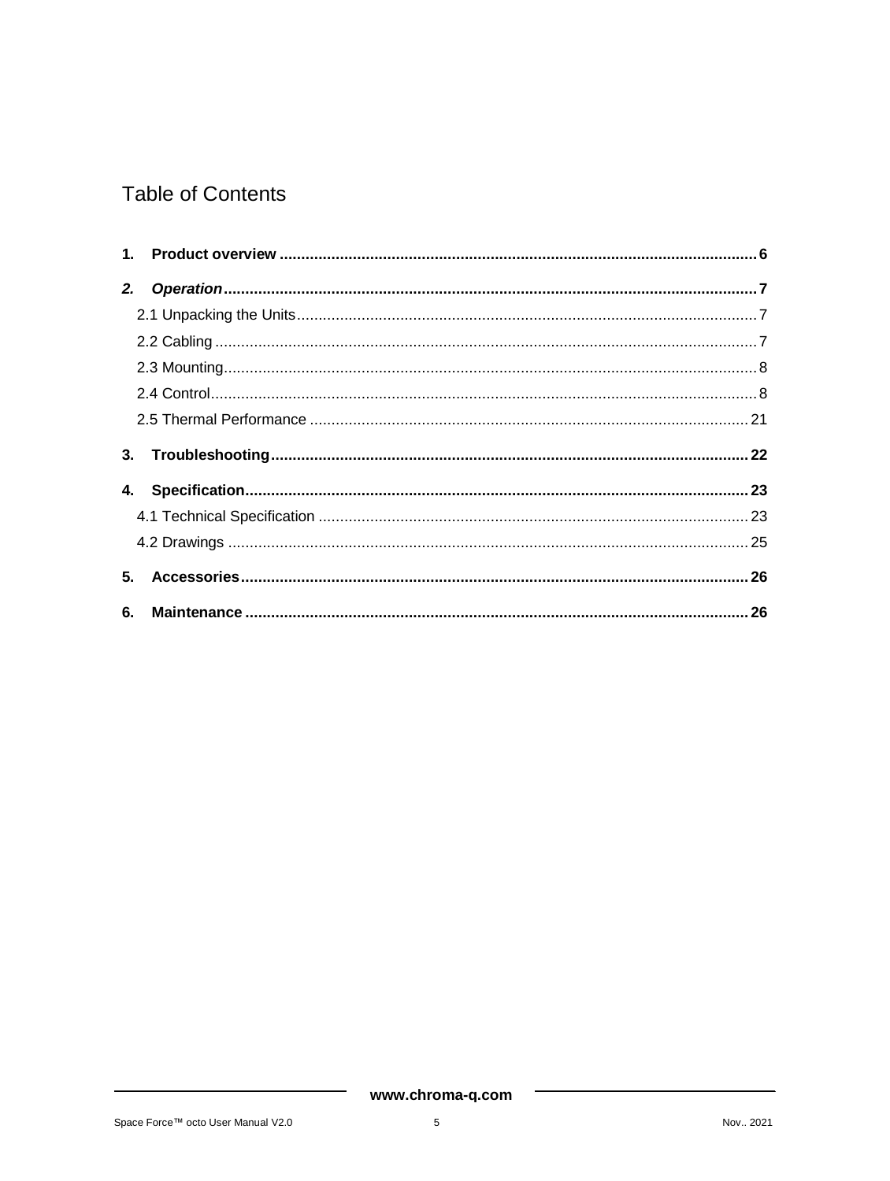# Table of Contents

**1. Product overview** ........................................................................................................ 6

***2. Operation*** ........................................................................................................ 7

2.1 Unpacking the Units ........................................................................................................ 7

2.2 Cabling ........................................................................................................ 7

2.3 Mounting ........................................................................................................ 8

2.4 Control ........................................................................................................ 8

2.5 Thermal Performance ........................................................................................................ 21

**3. Troubleshooting** ........................................................................................................ 22

**4. Specification** ........................................................................................................ 23

4.1 Technical Specification ........................................................................................................ 23

4.2 Drawings ........................................................................................................ 25

**5. Accessories** ........................................................................................................ 26

**6. Maintenance** ........................................................................................................ 26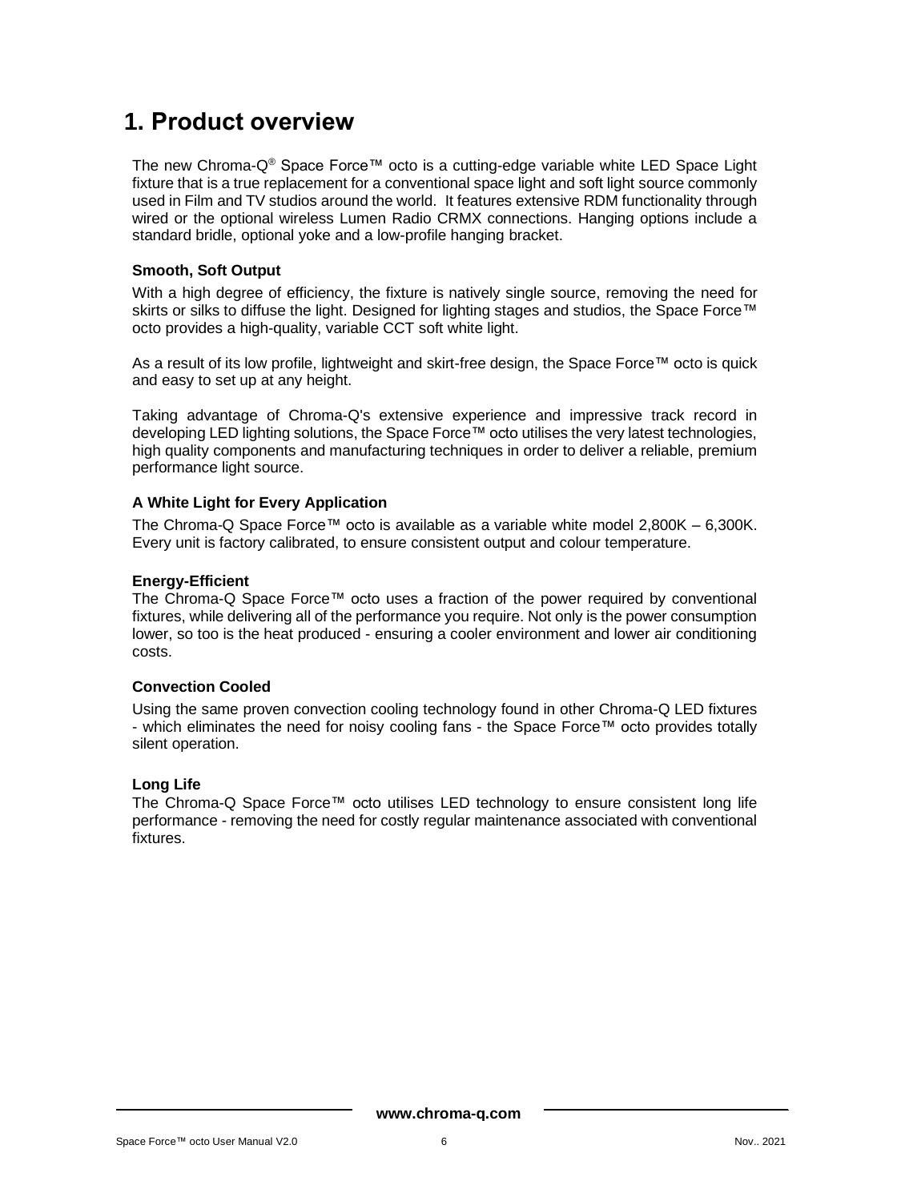# 1. Product overview

The new Chroma-Q® Space Force™ octo is a cutting-edge variable white LED Space Light fixture that is a true replacement for a conventional space light and soft light source commonly used in Film and TV studios around the world. It features extensive RDM functionality through wired or the optional wireless Lumen Radio CRMX connections. Hanging options include a standard bridle, optional yoke and a low-profile hanging bracket.

**Smooth, Soft Output**

With a high degree of efficiency, the fixture is natively single source, removing the need for skirts or silks to diffuse the light. Designed for lighting stages and studios, the Space Force™ octo provides a high-quality, variable CCT soft white light.

As a result of its low profile, lightweight and skirt-free design, the Space Force™ octo is quick and easy to set up at any height.

Taking advantage of Chroma-Q's extensive experience and impressive track record in developing LED lighting solutions, the Space Force™ octo utilises the very latest technologies, high quality components and manufacturing techniques in order to deliver a reliable, premium performance light source.

**A White Light for Every Application**

The Chroma-Q Space Force™ octo is available as a variable white model 2,800K – 6,300K. Every unit is factory calibrated, to ensure consistent output and colour temperature.

**Energy-Efficient**

The Chroma-Q Space Force™ octo uses a fraction of the power required by conventional fixtures, while delivering all of the performance you require. Not only is the power consumption lower, so too is the heat produced - ensuring a cooler environment and lower air conditioning costs.

**Convection Cooled**

Using the same proven convection cooling technology found in other Chroma-Q LED fixtures - which eliminates the need for noisy cooling fans - the Space Force™ octo provides totally silent operation.

**Long Life**

The Chroma-Q Space Force™ octo utilises LED technology to ensure consistent long life performance - removing the need for costly regular maintenance associated with conventional fixtures.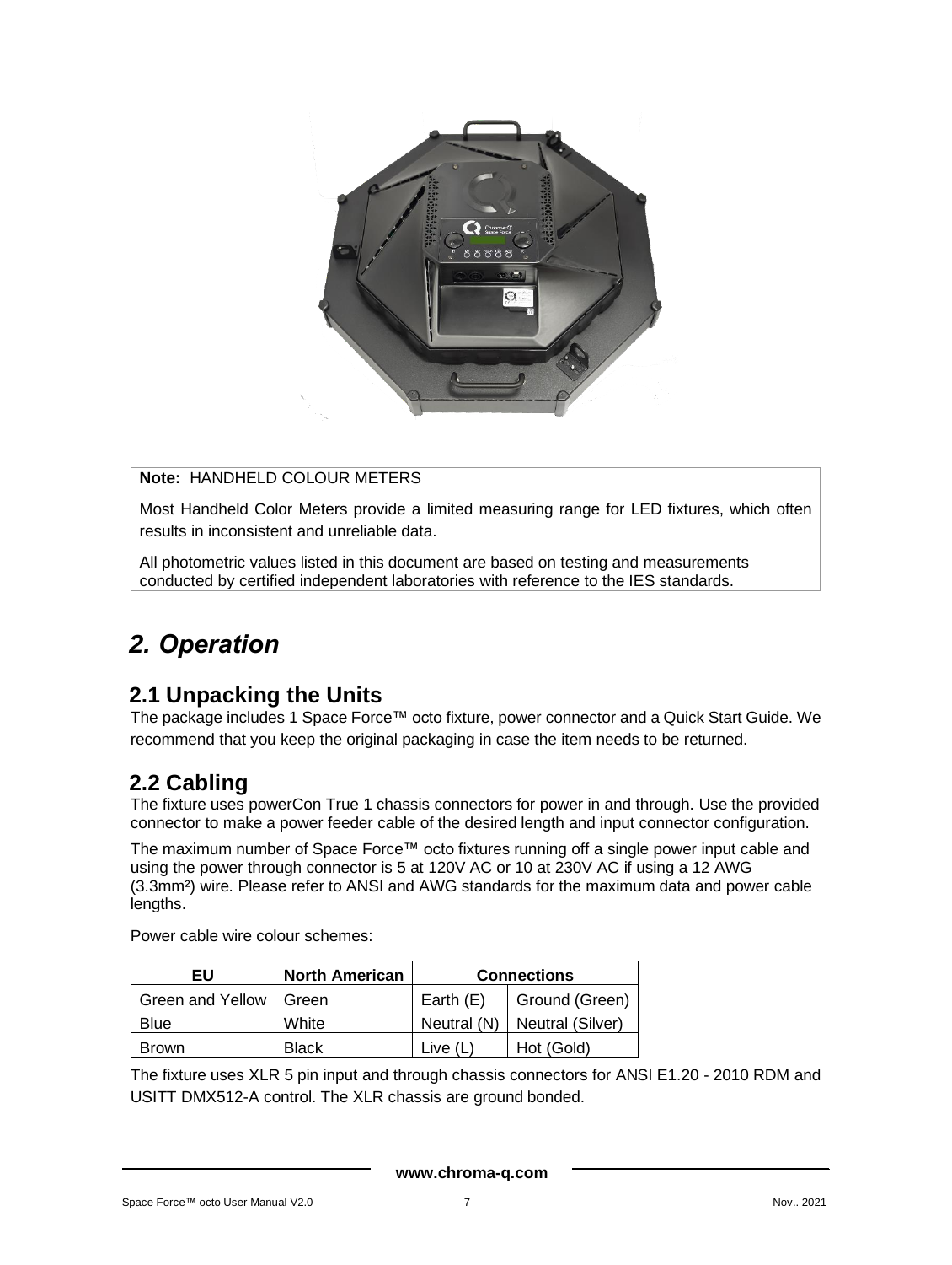**Note:** HANDHELD COLOUR METERS

Most Handheld Color Meters provide a limited measuring range for LED fixtures, which often results in inconsistent and unreliable data.

All photometric values listed in this document are based on testing and measurements conducted by certified independent laboratories with reference to the IES standards.

# *2. Operation*

## 2.1 Unpacking the Units

The package includes 1 Space Force™ octo fixture, power connector and a Quick Start Guide. We recommend that you keep the original packaging in case the item needs to be returned.

## 2.2 Cabling

The fixture uses powerCon True 1 chassis connectors for power in and through. Use the provided connector to make a power feeder cable of the desired length and input connector configuration.

The maximum number of Space Force™ octo fixtures running off a single power input cable and using the power through connector is 5 at 120V AC or 10 at 230V AC if using a 12 AWG (3.3mm²) wire. Please refer to ANSI and AWG standards for the maximum data and power cable lengths.

Power cable wire colour schemes:

| EU | North American | Connections | |
|---|---|---|---|
| Green and Yellow | Green | Earth (E) | Ground (Green) |
| Blue | White | Neutral (N) | Neutral (Silver) |
| Brown | Black | Live (L) | Hot (Gold) |

The fixture uses XLR 5 pin input and through chassis connectors for ANSI E1.20 - 2010 RDM and USITT DMX512-A control. The XLR chassis are ground bonded.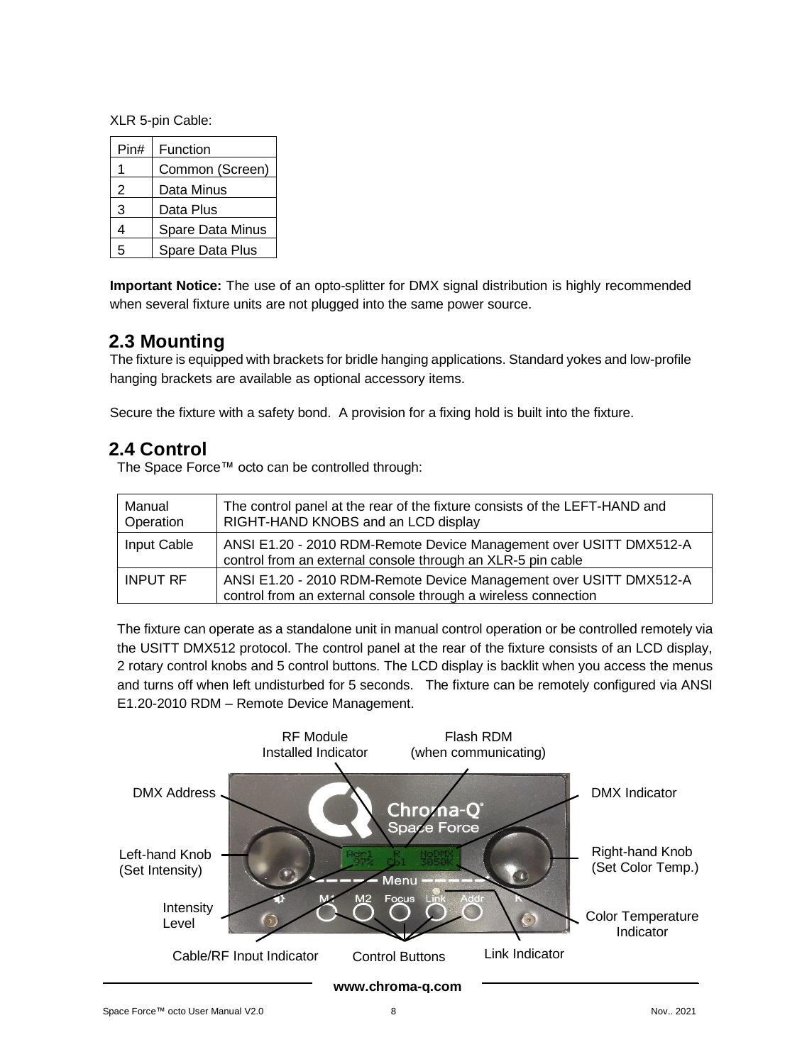XLR 5-pin Cable:

| Pin# | Function |
|---|---|
| 1 | Common (Screen) |
| 2 | Data Minus |
| 3 | Data Plus |
| 4 | Spare Data Minus |
| 5 | Spare Data Plus |

**Important Notice:** The use of an opto-splitter for DMX signal distribution is highly recommended when several fixture units are not plugged into the same power source.

## 2.3 Mounting

The fixture is equipped with brackets for bridle hanging applications. Standard yokes and low-profile hanging brackets are available as optional accessory items.

Secure the fixture with a safety bond. A provision for a fixing hold is built into the fixture.

## 2.4 Control

The Space Force™ octo can be controlled through:

| Manual Operation | The control panel at the rear of the fixture consists of the LEFT-HAND and RIGHT-HAND KNOBS and an LCD display |
|---|---|
| Input Cable | ANSI E1.20 - 2010 RDM-Remote Device Management over USITT DMX512-A control from an external console through an XLR-5 pin cable |
| INPUT RF | ANSI E1.20 - 2010 RDM-Remote Device Management over USITT DMX512-A control from an external console through a wireless connection |

The fixture can operate as a standalone unit in manual control operation or be controlled remotely via the USITT DMX512 protocol. The control panel at the rear of the fixture consists of an LCD display, 2 rotary control knobs and 5 control buttons. The LCD display is backlit when you access the menus and turns off when left undisturbed for 5 seconds. The fixture can be remotely configured via ANSI E1.20-2010 RDM – Remote Device Management.

RF Module Installed Indicator

Flash RDM (when communicating)

DMX Address

DMX Indicator

Left-hand Knob (Set Intensity)

Right-hand Knob (Set Color Temp.)

Intensity Level

Color Temperature Indicator

Cable/RF Input Indicator

Control Buttons

Link Indicator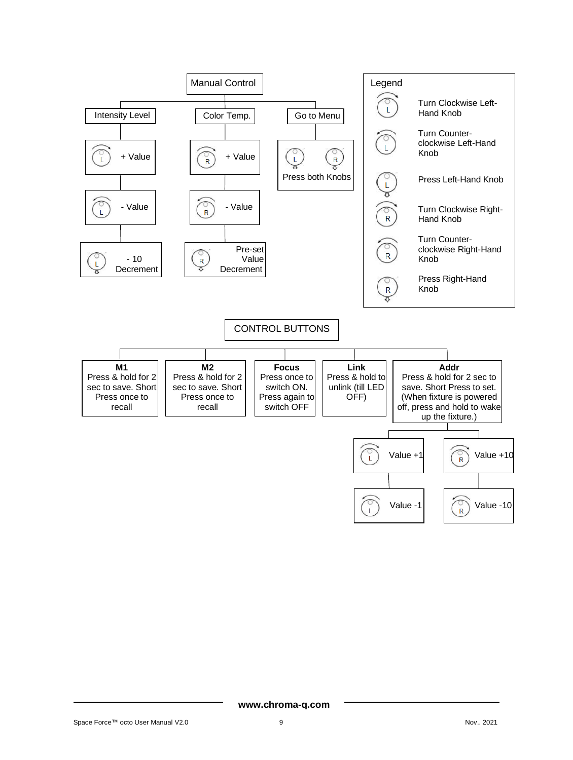## Manual Control

- **Intensity Level**
  - Turn Clockwise Left-Hand Knob: + Value
  - Turn Counter-clockwise Left-Hand Knob: - Value
  - Press Left-Hand Knob: - 10 Decrement
- **Color Temp.**
  - Turn Clockwise Right-Hand Knob: + Value
  - Turn Counter-clockwise Right-Hand Knob: - Value
  - Press Right-Hand Knob: Pre-set Value Decrement
- **Go to Menu**
  - Press both Knobs

### Legend

| Symbol | Meaning |
|---|---|
| L (clockwise) | Turn Clockwise Left-Hand Knob |
| L (counter-clockwise) | Turn Counter-clockwise Left-Hand Knob |
| L (press) | Press Left-Hand Knob |
| R (clockwise) | Turn Clockwise Right-Hand Knob |
| R (counter-clockwise) | Turn Counter-clockwise Right-Hand Knob |
| R (press) | Press Right-Hand Knob |

## CONTROL BUTTONS

- **M1**: Press & hold for 2 sec to save. Short Press once to recall
- **M2**: Press & hold for 2 sec to save. Short Press once to recall
- **Focus**: Press once to switch ON. Press again to switch OFF
- **Link**: Press & hold to unlink (till LED OFF)
- **Addr**: Press & hold for 2 sec to save. Short Press to set. (When fixture is powered off, press and hold to wake up the fixture.)
  - Turn Clockwise Left-Hand Knob: Value +1
  - Turn Counter-clockwise Left-Hand Knob: Value -1
  - Turn Clockwise Right-Hand Knob: Value +10
  - Turn Counter-clockwise Right-Hand Knob: Value -10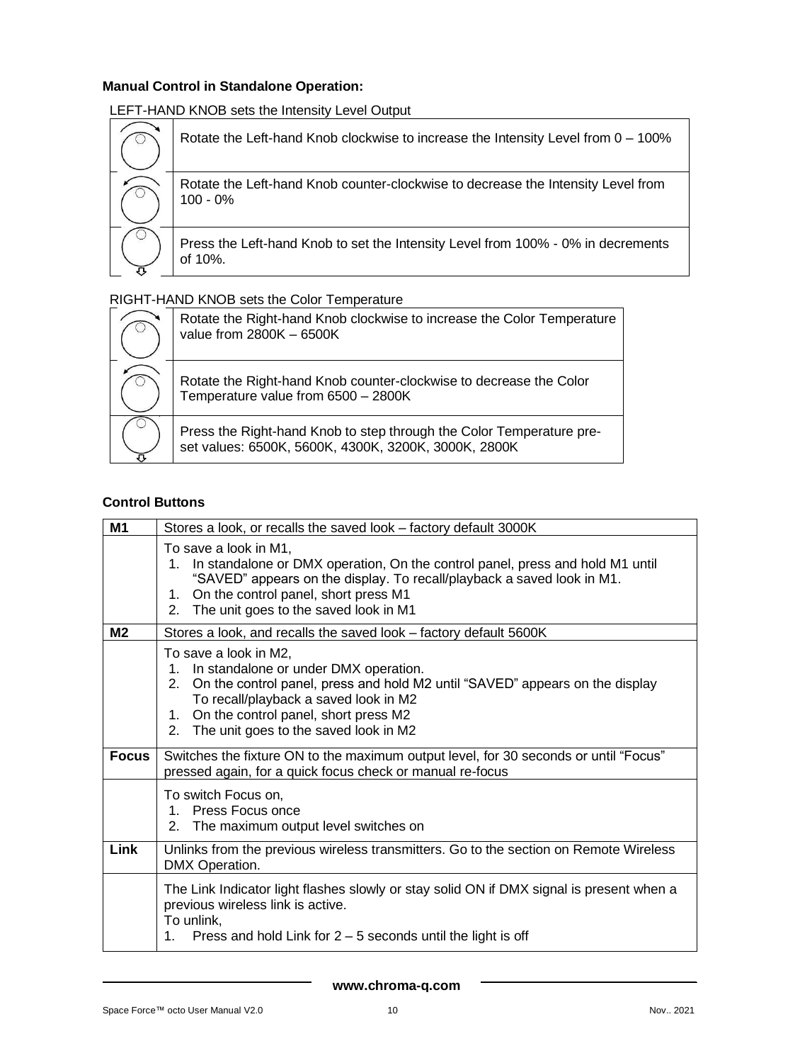**Manual Control in Standalone Operation:**

LEFT-HAND KNOB sets the Intensity Level Output

| | |
|---|---|
| | Rotate the Left-hand Knob clockwise to increase the Intensity Level from 0 – 100% |
| | Rotate the Left-hand Knob counter-clockwise to decrease the Intensity Level from 100 - 0% |
| | Press the Left-hand Knob to set the Intensity Level from 100% - 0% in decrements of 10%. |

RIGHT-HAND KNOB sets the Color Temperature

| | |
|---|---|
| | Rotate the Right-hand Knob clockwise to increase the Color Temperature value from 2800K – 6500K |
| | Rotate the Right-hand Knob counter-clockwise to decrease the Color Temperature value from 6500 – 2800K |
| | Press the Right-hand Knob to step through the Color Temperature pre-set values: 6500K, 5600K, 4300K, 3200K, 3000K, 2800K |

**Control Buttons**

| | |
|---|---|
| **M1** | Stores a look, or recalls the saved look – factory default 3000K |
| | To save a look in M1,<br>1. In standalone or DMX operation, On the control panel, press and hold M1 until "SAVED" appears on the display. To recall/playback a saved look in M1.<br>1. On the control panel, short press M1<br>2. The unit goes to the saved look in M1 |
| **M2** | Stores a look, and recalls the saved look – factory default 5600K |
| | To save a look in M2,<br>1. In standalone or under DMX operation.<br>2. On the control panel, press and hold M2 until "SAVED" appears on the display<br>To recall/playback a saved look in M2<br>1. On the control panel, short press M2<br>2. The unit goes to the saved look in M2 |
| **Focus** | Switches the fixture ON to the maximum output level, for 30 seconds or until "Focus" pressed again, for a quick focus check or manual re-focus |
| | To switch Focus on,<br>1. Press Focus once<br>2. The maximum output level switches on |
| **Link** | Unlinks from the previous wireless transmitters. Go to the section on Remote Wireless DMX Operation. |
| | The Link Indicator light flashes slowly or stay solid ON if DMX signal is present when a previous wireless link is active.<br>To unlink,<br>1. Press and hold Link for 2 – 5 seconds until the light is off |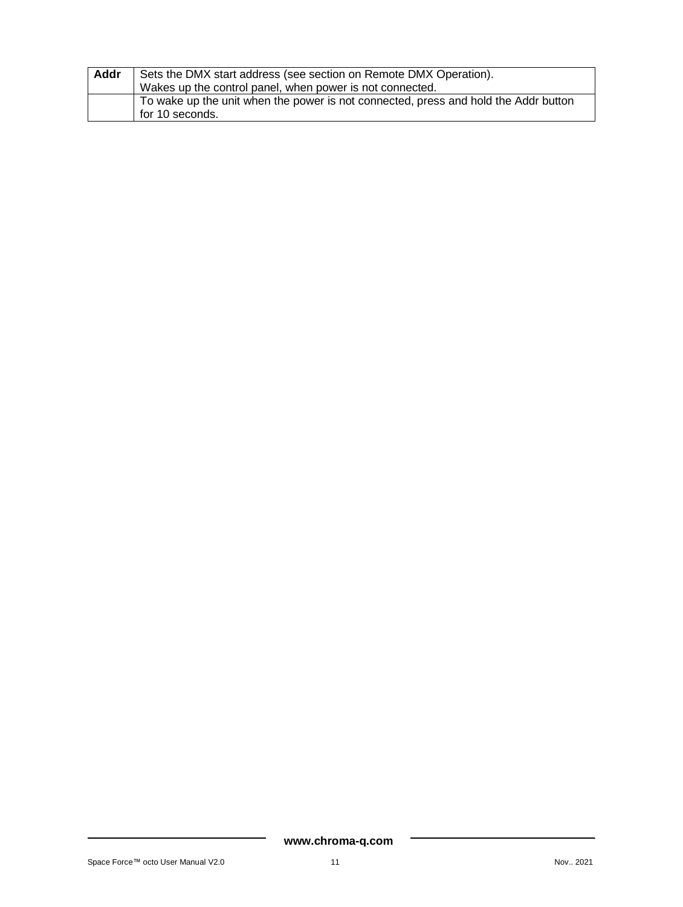| Addr | Sets the DMX start address (see section on Remote DMX Operation).<br>Wakes up the control panel, when power is not connected. |
|---|---|
| | To wake up the unit when the power is not connected, press and hold the Addr button for 10 seconds. |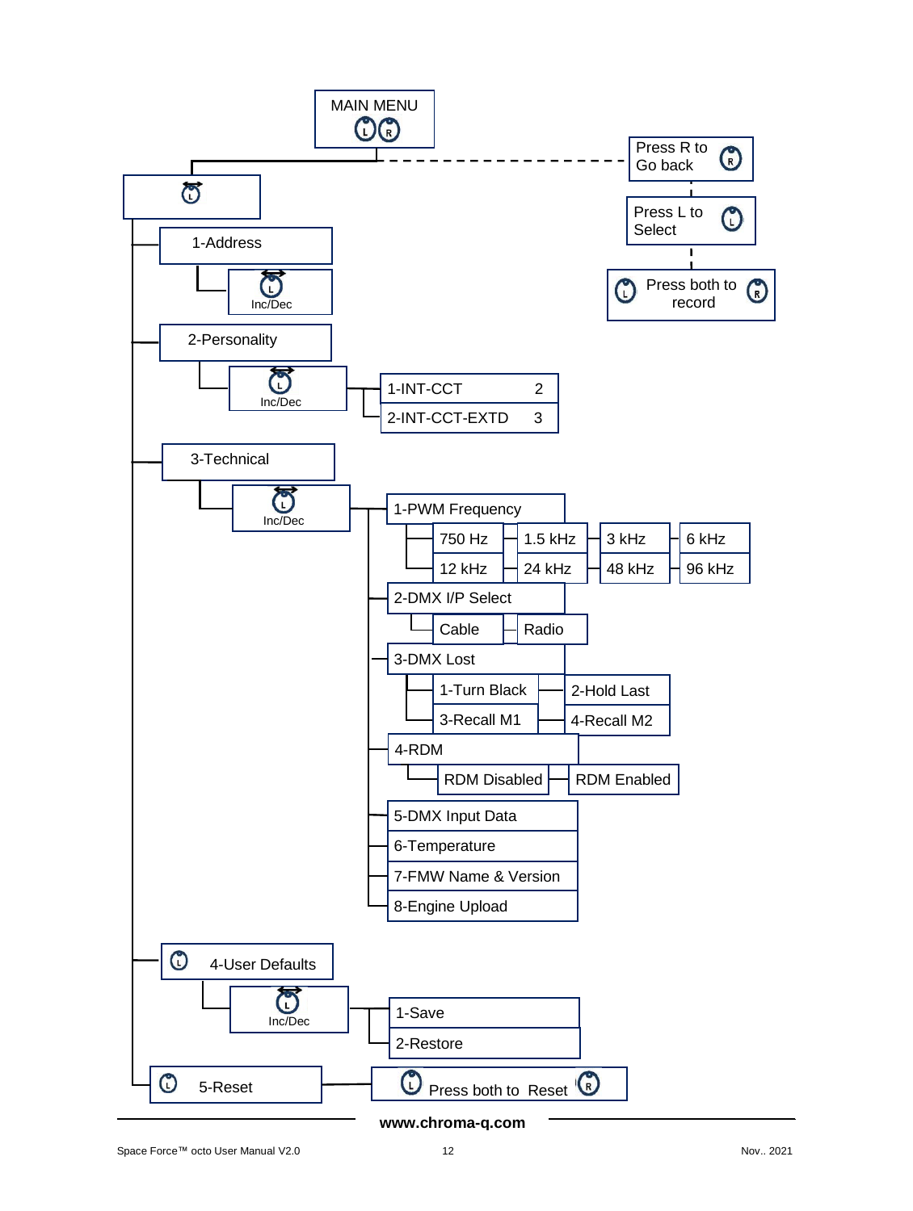MAIN MENU

Press R to Go back

Press L to Select

Press both to record

- 1-Address
  - Inc/Dec
- 2-Personality
  - Inc/Dec
    - 1-INT-CCT 2
    - 2-INT-CCT-EXTD 3
- 3-Technical
  - Inc/Dec
    - 1-PWM Frequency
      - 750 Hz
      - 1.5 kHz
      - 3 kHz
      - 6 kHz
      - 12 kHz
      - 24 kHz
      - 48 kHz
      - 96 kHz
    - 2-DMX I/P Select
      - Cable
      - Radio
    - 3-DMX Lost
      - 1-Turn Black
      - 2-Hold Last
      - 3-Recall M1
      - 4-Recall M2
    - 4-RDM
      - RDM Disabled
      - RDM Enabled
    - 5-DMX Input Data
    - 6-Temperature
    - 7-FMW Name & Version
    - 8-Engine Upload
- 4-User Defaults
  - Inc/Dec
    - 1-Save
    - 2-Restore
- 5-Reset
  - Press both to Reset

www.chroma-q.com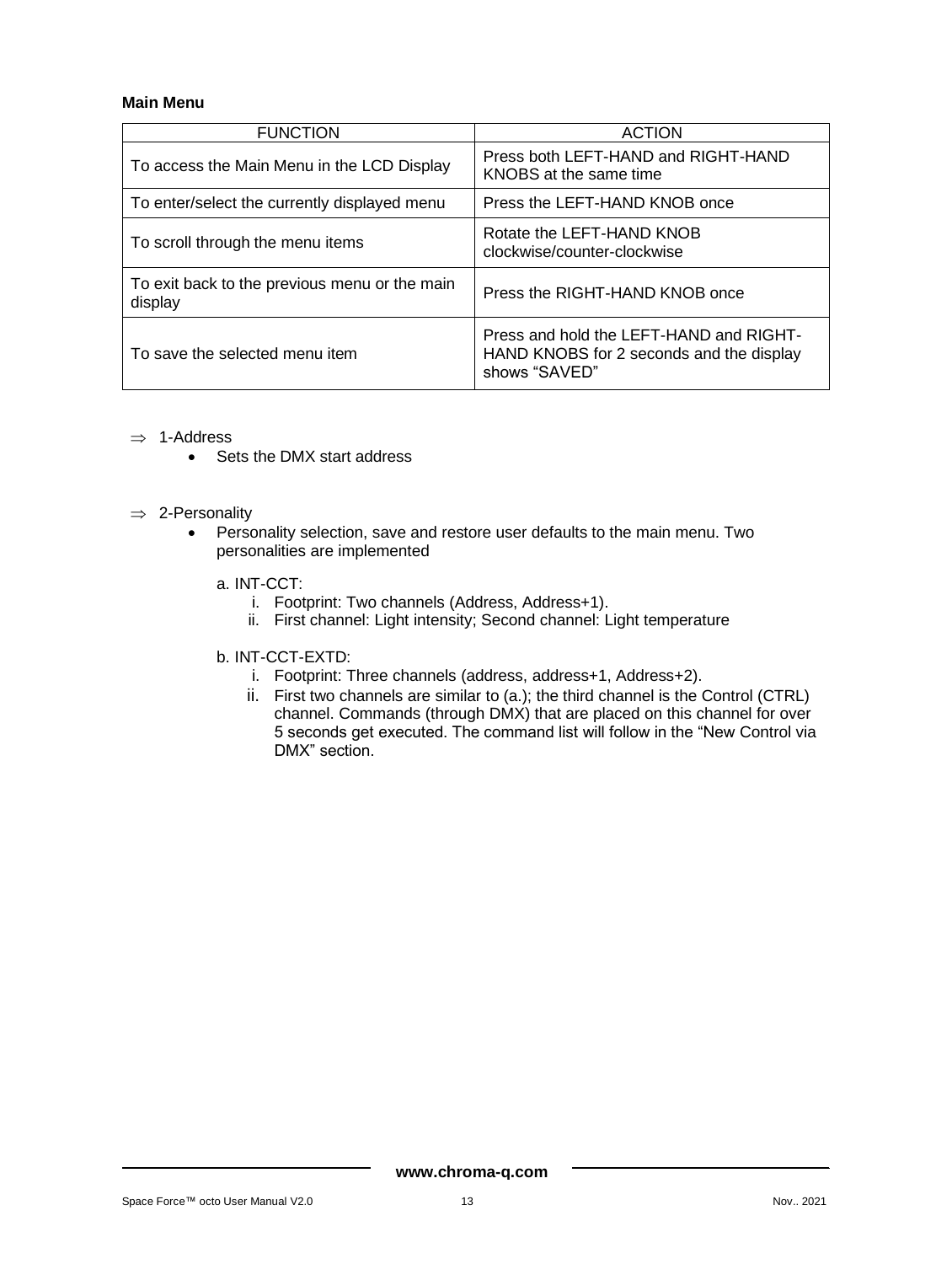**Main Menu**

| FUNCTION | ACTION |
|---|---|
| To access the Main Menu in the LCD Display | Press both LEFT-HAND and RIGHT-HAND KNOBS at the same time |
| To enter/select the currently displayed menu | Press the LEFT-HAND KNOB once |
| To scroll through the menu items | Rotate the LEFT-HAND KNOB clockwise/counter-clockwise |
| To exit back to the previous menu or the main display | Press the RIGHT-HAND KNOB once |
| To save the selected menu item | Press and hold the LEFT-HAND and RIGHT-HAND KNOBS for 2 seconds and the display shows “SAVED” |

⇒ 1-Address

- Sets the DMX start address

⇒ 2-Personality

- Personality selection, save and restore user defaults to the main menu. Two personalities are implemented

  a. INT-CCT:
     i. Footprint: Two channels (Address, Address+1).
     ii. First channel: Light intensity; Second channel: Light temperature

  b. INT-CCT-EXTD:
     i. Footprint: Three channels (address, address+1, Address+2).
     ii. First two channels are similar to (a.); the third channel is the Control (CTRL) channel. Commands (through DMX) that are placed on this channel for over 5 seconds get executed. The command list will follow in the “New Control via DMX” section.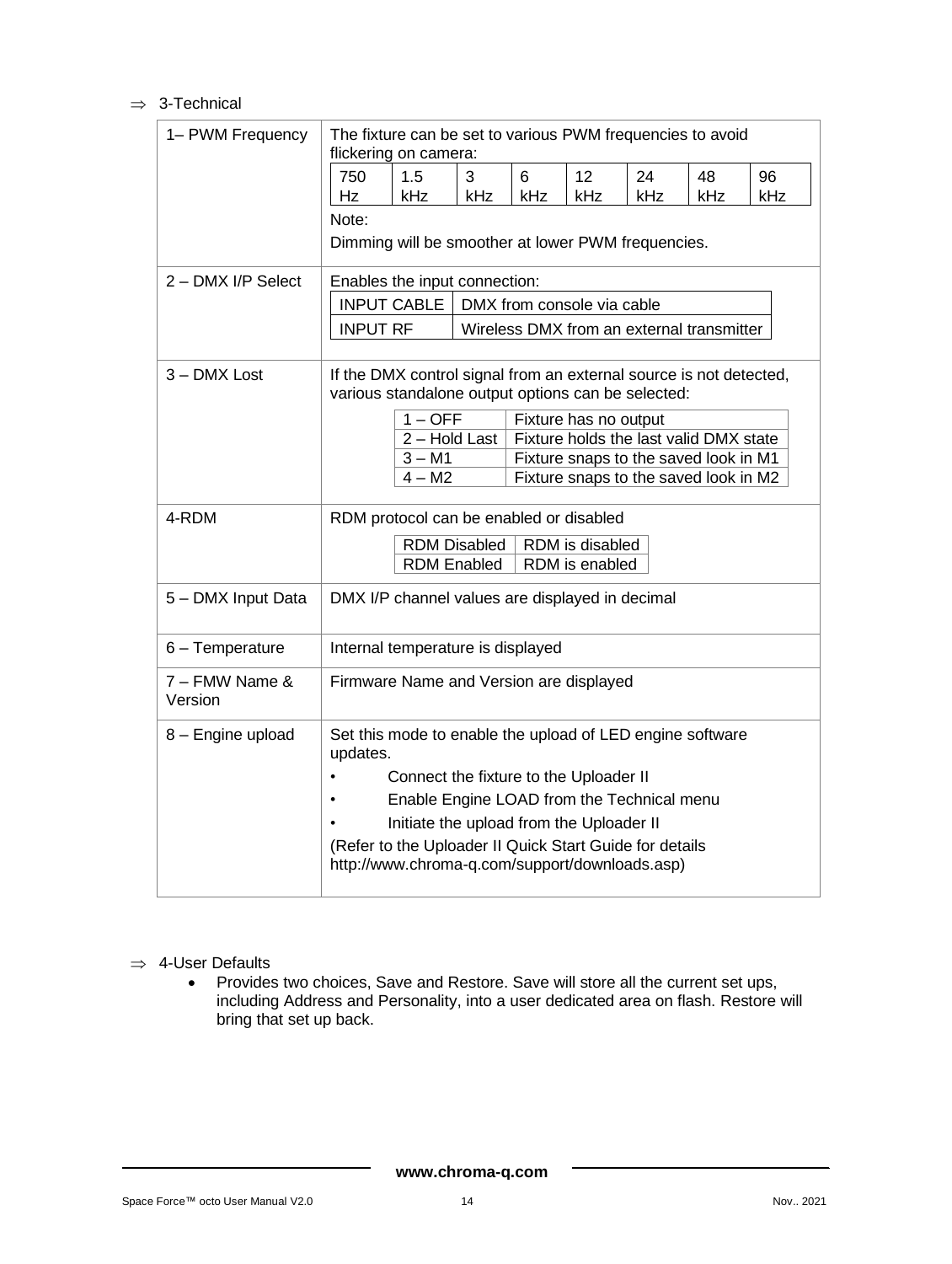⇒ 3-Technical

| | |
|---|---|
| 1– PWM Frequency | The fixture can be set to various PWM frequencies to avoid flickering on camera:<br>750 Hz \| 1.5 kHz \| 3 kHz \| 6 kHz \| 12 kHz \| 24 kHz \| 48 kHz \| 96 kHz<br>Note:<br>Dimming will be smoother at lower PWM frequencies. |
| 2 – DMX I/P Select | Enables the input connection:<br>INPUT CABLE – DMX from console via cable<br>INPUT RF – Wireless DMX from an external transmitter |
| 3 – DMX Lost | If the DMX control signal from an external source is not detected, various standalone output options can be selected:<br>1 – OFF – Fixture has no output<br>2 – Hold Last – Fixture holds the last valid DMX state<br>3 – M1 – Fixture snaps to the saved look in M1<br>4 – M2 – Fixture snaps to the saved look in M2 |
| 4-RDM | RDM protocol can be enabled or disabled<br>RDM Disabled – RDM is disabled<br>RDM Enabled – RDM is enabled |
| 5 – DMX Input Data | DMX I/P channel values are displayed in decimal |
| 6 – Temperature | Internal temperature is displayed |
| 7 – FMW Name & Version | Firmware Name and Version are displayed |
| 8 – Engine upload | Set this mode to enable the upload of LED engine software updates.<br>• Connect the fixture to the Uploader II<br>• Enable Engine LOAD from the Technical menu<br>• Initiate the upload from the Uploader II<br>(Refer to the Uploader II Quick Start Guide for details http://www.chroma-q.com/support/downloads.asp) |

⇒ 4-User Defaults

- Provides two choices, Save and Restore. Save will store all the current set ups, including Address and Personality, into a user dedicated area on flash. Restore will bring that set up back.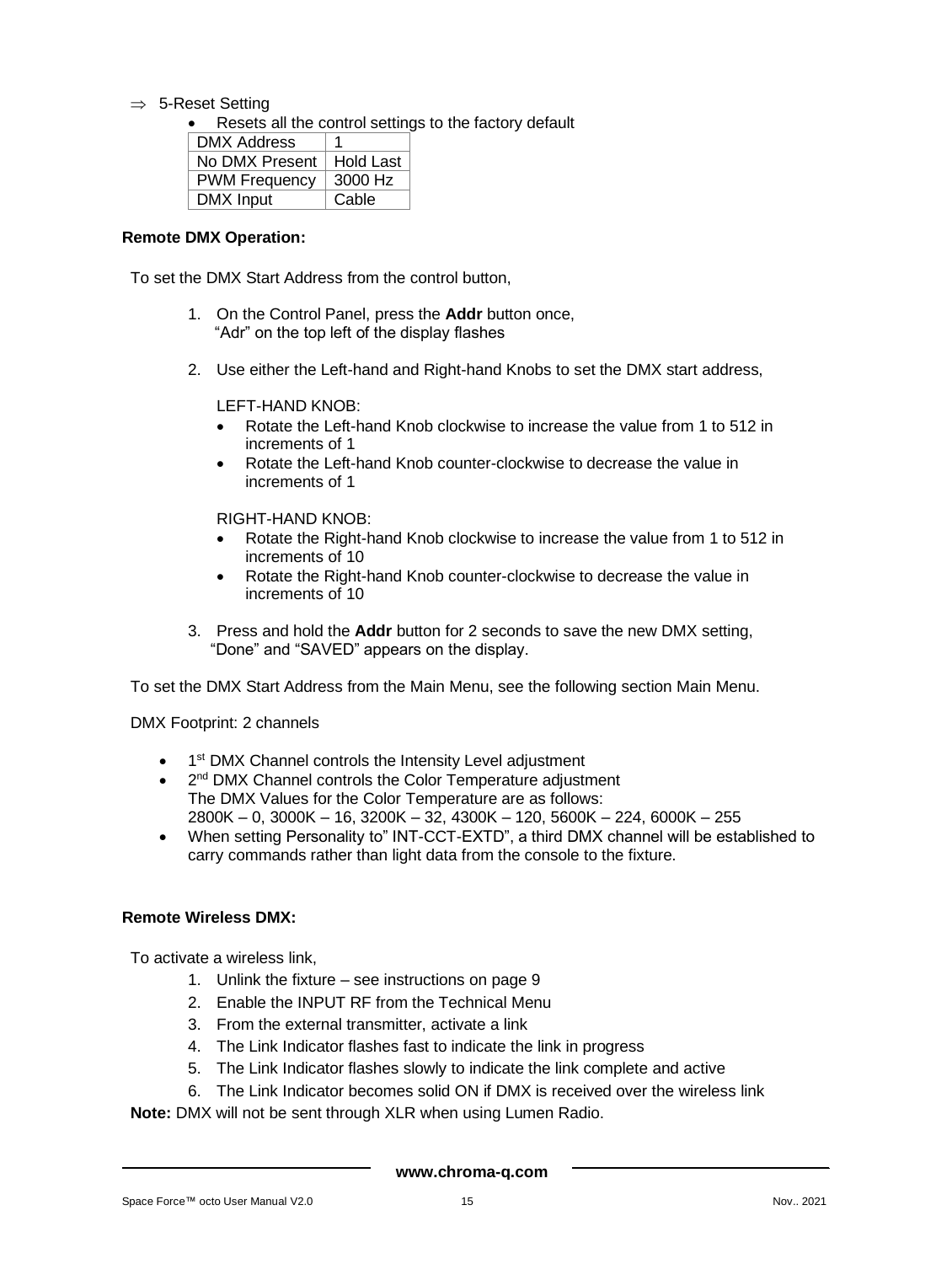⇒ 5-Reset Setting

- Resets all the control settings to the factory default

| DMX Address | 1 |
|---|---|
| No DMX Present | Hold Last |
| PWM Frequency | 3000 Hz |
| DMX Input | Cable |

**Remote DMX Operation:**

To set the DMX Start Address from the control button,

1. On the Control Panel, press the **Addr** button once, "Adr" on the top left of the display flashes

2. Use either the Left-hand and Right-hand Knobs to set the DMX start address,

   LEFT-HAND KNOB:
   - Rotate the Left-hand Knob clockwise to increase the value from 1 to 512 in increments of 1
   - Rotate the Left-hand Knob counter-clockwise to decrease the value in increments of 1

   RIGHT-HAND KNOB:
   - Rotate the Right-hand Knob clockwise to increase the value from 1 to 512 in increments of 10
   - Rotate the Right-hand Knob counter-clockwise to decrease the value in increments of 10

3. Press and hold the **Addr** button for 2 seconds to save the new DMX setting, "Done" and "SAVED" appears on the display.

To set the DMX Start Address from the Main Menu, see the following section Main Menu.

DMX Footprint: 2 channels

- 1st DMX Channel controls the Intensity Level adjustment
- 2nd DMX Channel controls the Color Temperature adjustment
  The DMX Values for the Color Temperature are as follows:
  2800K – 0, 3000K – 16, 3200K – 32, 4300K – 120, 5600K – 224, 6000K – 255
- When setting Personality to" INT-CCT-EXTD", a third DMX channel will be established to carry commands rather than light data from the console to the fixture.

**Remote Wireless DMX:**

To activate a wireless link,

1. Unlink the fixture – see instructions on page 9
2. Enable the INPUT RF from the Technical Menu
3. From the external transmitter, activate a link
4. The Link Indicator flashes fast to indicate the link in progress
5. The Link Indicator flashes slowly to indicate the link complete and active
6. The Link Indicator becomes solid ON if DMX is received over the wireless link

**Note:** DMX will not be sent through XLR when using Lumen Radio.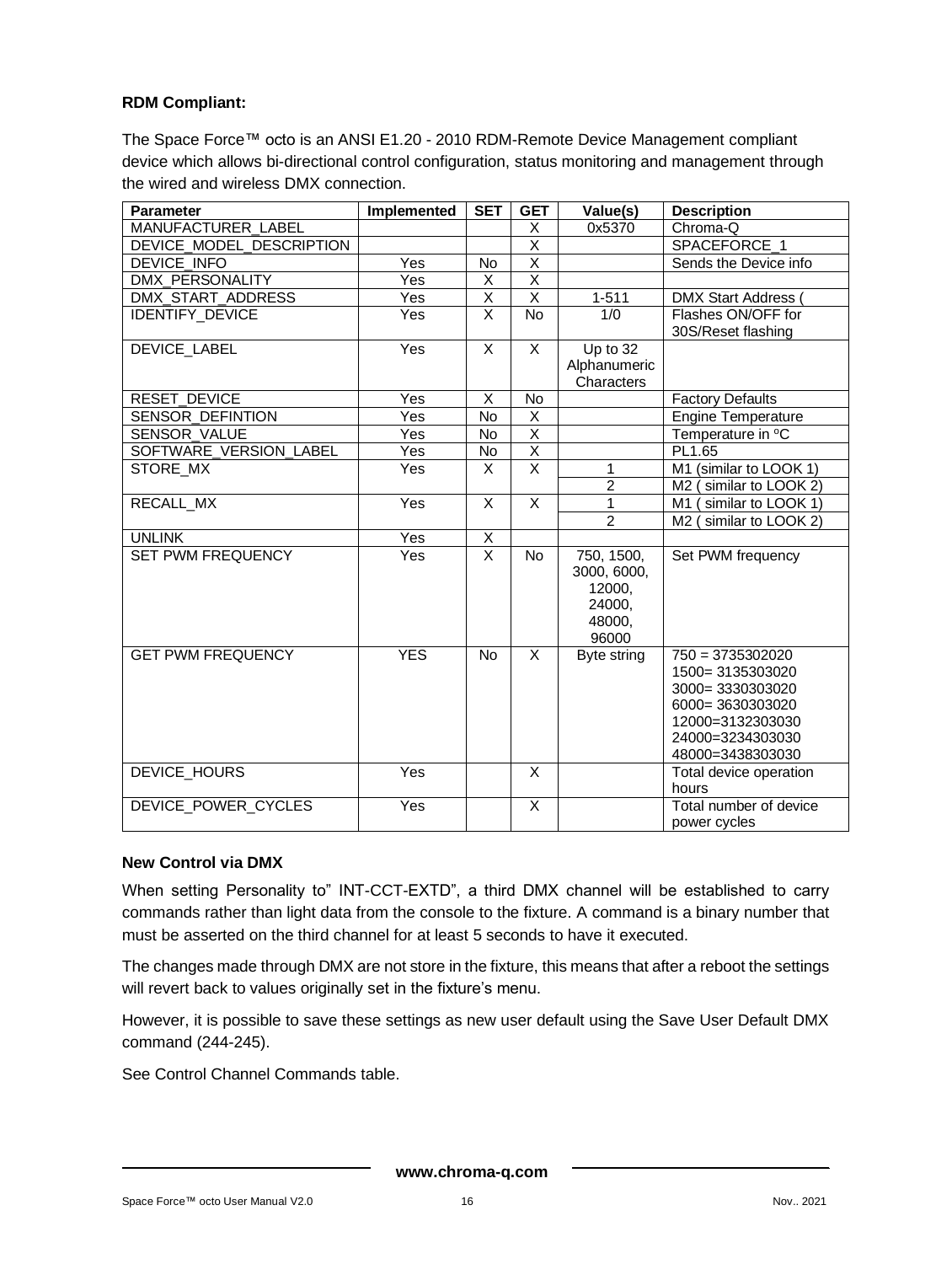**RDM Compliant:**

The Space Force™ octo is an ANSI E1.20 - 2010 RDM-Remote Device Management compliant device which allows bi-directional control configuration, status monitoring and management through the wired and wireless DMX connection.

| Parameter | Implemented | SET | GET | Value(s) | Description |
|---|---|---|---|---|---|
| MANUFACTURER_LABEL | | | X | 0x5370 | Chroma-Q |
| DEVICE_MODEL_DESCRIPTION | | | X | | SPACEFORCE_1 |
| DEVICE_INFO | Yes | No | X | | Sends the Device info |
| DMX_PERSONALITY | Yes | X | X | | |
| DMX_START_ADDRESS | Yes | X | X | 1-511 | DMX Start Address ( |
| IDENTIFY_DEVICE | Yes | X | No | 1/0 | Flashes ON/OFF for 30S/Reset flashing |
| DEVICE_LABEL | Yes | X | X | Up to 32 Alphanumeric Characters | |
| RESET_DEVICE | Yes | X | No | | Factory Defaults |
| SENSOR_DEFINTION | Yes | No | X | | Engine Temperature |
| SENSOR_VALUE | Yes | No | X | | Temperature in ºC |
| SOFTWARE_VERSION_LABEL | Yes | No | X | | PL1.65 |
| STORE_MX | Yes | X | X | 1 | M1 (similar to LOOK 1) |
| | | | | 2 | M2 ( similar to LOOK 2) |
| RECALL_MX | Yes | X | X | 1 | M1 ( similar to LOOK 1) |
| | | | | 2 | M2 ( similar to LOOK 2) |
| UNLINK | Yes | X | | | |
| SET PWM FREQUENCY | Yes | X | No | 750, 1500, 3000, 6000, 12000, 24000, 48000, 96000 | Set PWM frequency |
| GET PWM FREQUENCY | YES | No | X | Byte string | 750 = 3735302020<br>1500= 3135303020<br>3000= 3330303020<br>6000= 3630303020<br>12000=3132303030<br>24000=3234303030<br>48000=3438303030 |
| DEVICE_HOURS | Yes | | X | | Total device operation hours |
| DEVICE_POWER_CYCLES | Yes | | X | | Total number of device power cycles |

**New Control via DMX**

When setting Personality to" INT-CCT-EXTD", a third DMX channel will be established to carry commands rather than light data from the console to the fixture. A command is a binary number that must be asserted on the third channel for at least 5 seconds to have it executed.

The changes made through DMX are not store in the fixture, this means that after a reboot the settings will revert back to values originally set in the fixture's menu.

However, it is possible to save these settings as new user default using the Save User Default DMX command (244-245).

See Control Channel Commands table.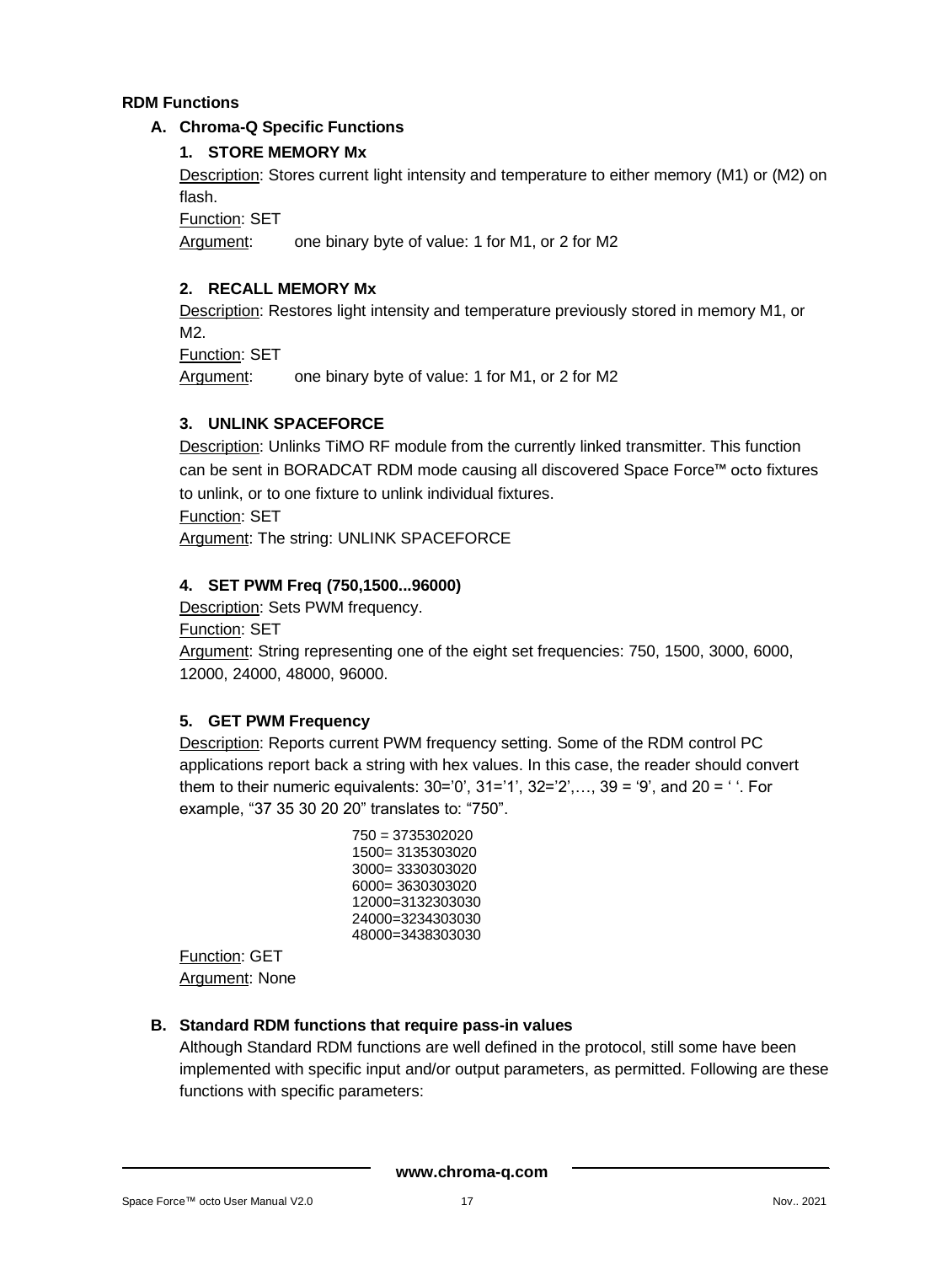## RDM Functions

### A. Chroma-Q Specific Functions

#### 1. STORE MEMORY Mx

Description: Stores current light intensity and temperature to either memory (M1) or (M2) on flash.

Function: SET

Argument: one binary byte of value: 1 for M1, or 2 for M2

#### 2. RECALL MEMORY Mx

Description: Restores light intensity and temperature previously stored in memory M1, or M2.

Function: SET

Argument: one binary byte of value: 1 for M1, or 2 for M2

#### 3. UNLINK SPACEFORCE

Description: Unlinks TiMO RF module from the currently linked transmitter. This function can be sent in BORADCAT RDM mode causing all discovered Space Force™ octo fixtures to unlink, or to one fixture to unlink individual fixtures.

Function: SET

Argument: The string: UNLINK SPACEFORCE

#### 4. SET PWM Freq (750,1500...96000)

Description: Sets PWM frequency.

Function: SET

Argument: String representing one of the eight set frequencies: 750, 1500, 3000, 6000, 12000, 24000, 48000, 96000.

#### 5. GET PWM Frequency

Description: Reports current PWM frequency setting. Some of the RDM control PC applications report back a string with hex values. In this case, the reader should convert them to their numeric equivalents: 30='0', 31='1', 32='2',…, 39 = '9', and 20 = ' '. For example, "37 35 30 20 20" translates to: "750".

750 = 3735302020
1500= 3135303020
3000= 3330303020
6000= 3630303020
12000=3132303030
24000=3234303030
48000=3438303030

Function: GET

Argument: None

### B. Standard RDM functions that require pass-in values

Although Standard RDM functions are well defined in the protocol, still some have been implemented with specific input and/or output parameters, as permitted. Following are these functions with specific parameters: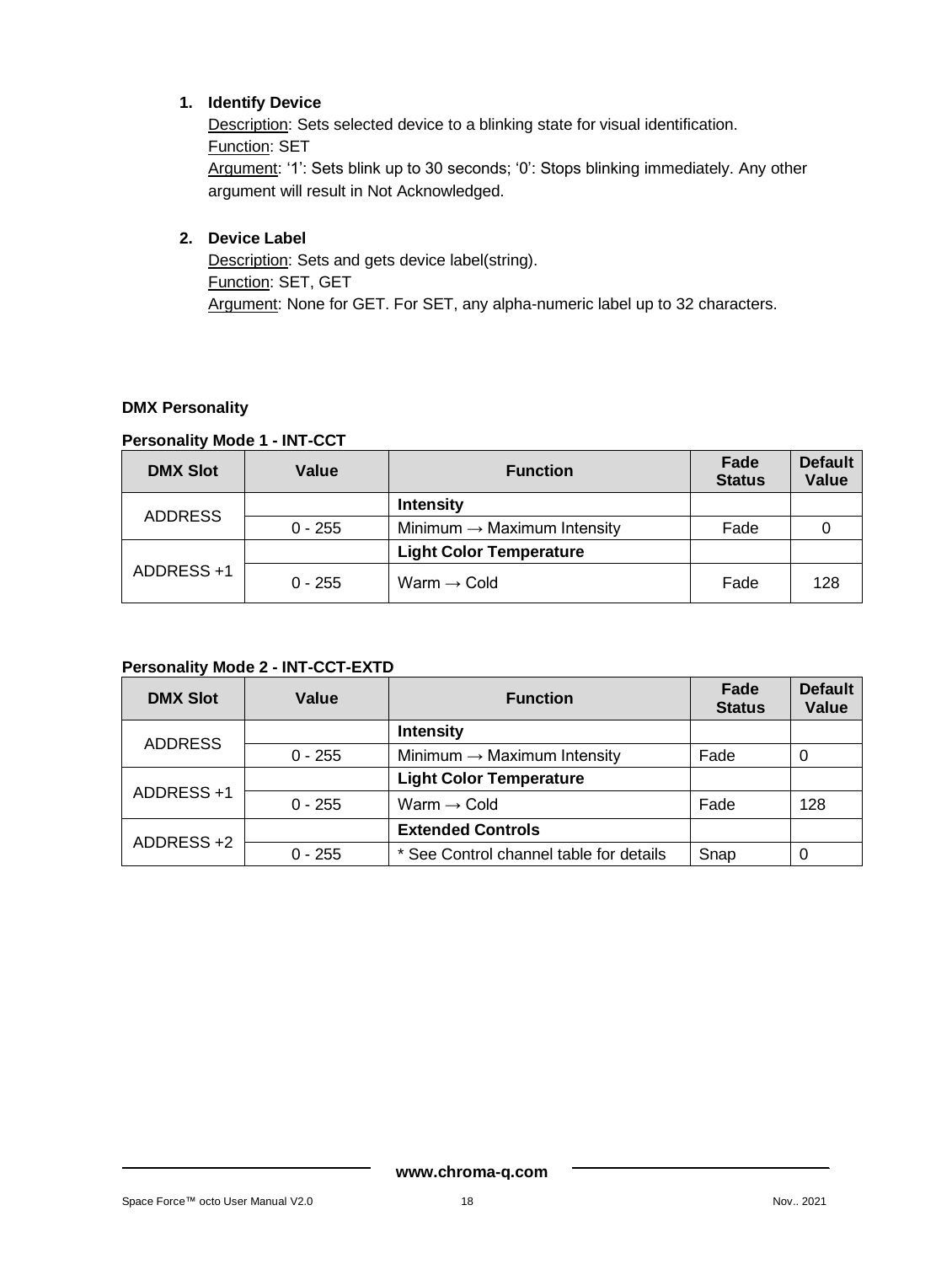1. **Identify Device**
   Description: Sets selected device to a blinking state for visual identification.
   Function: SET
   Argument: '1': Sets blink up to 30 seconds; '0': Stops blinking immediately. Any other argument will result in Not Acknowledged.

2. **Device Label**
   Description: Sets and gets device label(string).
   Function: SET, GET
   Argument: None for GET. For SET, any alpha-numeric label up to 32 characters.

**DMX Personality**

**Personality Mode 1 - INT-CCT**

| DMX Slot | Value | Function | Fade Status | Default Value |
|---|---|---|---|---|
| ADDRESS | | **Intensity** | | |
| | 0 - 255 | Minimum → Maximum Intensity | Fade | 0 |
| ADDRESS +1 | | **Light Color Temperature** | | |
| | 0 - 255 | Warm → Cold | Fade | 128 |

**Personality Mode 2 - INT-CCT-EXTD**

| DMX Slot | Value | Function | Fade Status | Default Value |
|---|---|---|---|---|
| ADDRESS | | **Intensity** | | |
| | 0 - 255 | Minimum → Maximum Intensity | Fade | 0 |
| ADDRESS +1 | | **Light Color Temperature** | | |
| | 0 - 255 | Warm → Cold | Fade | 128 |
| ADDRESS +2 | | **Extended Controls** | | |
| | 0 - 255 | * See Control channel table for details | Snap | 0 |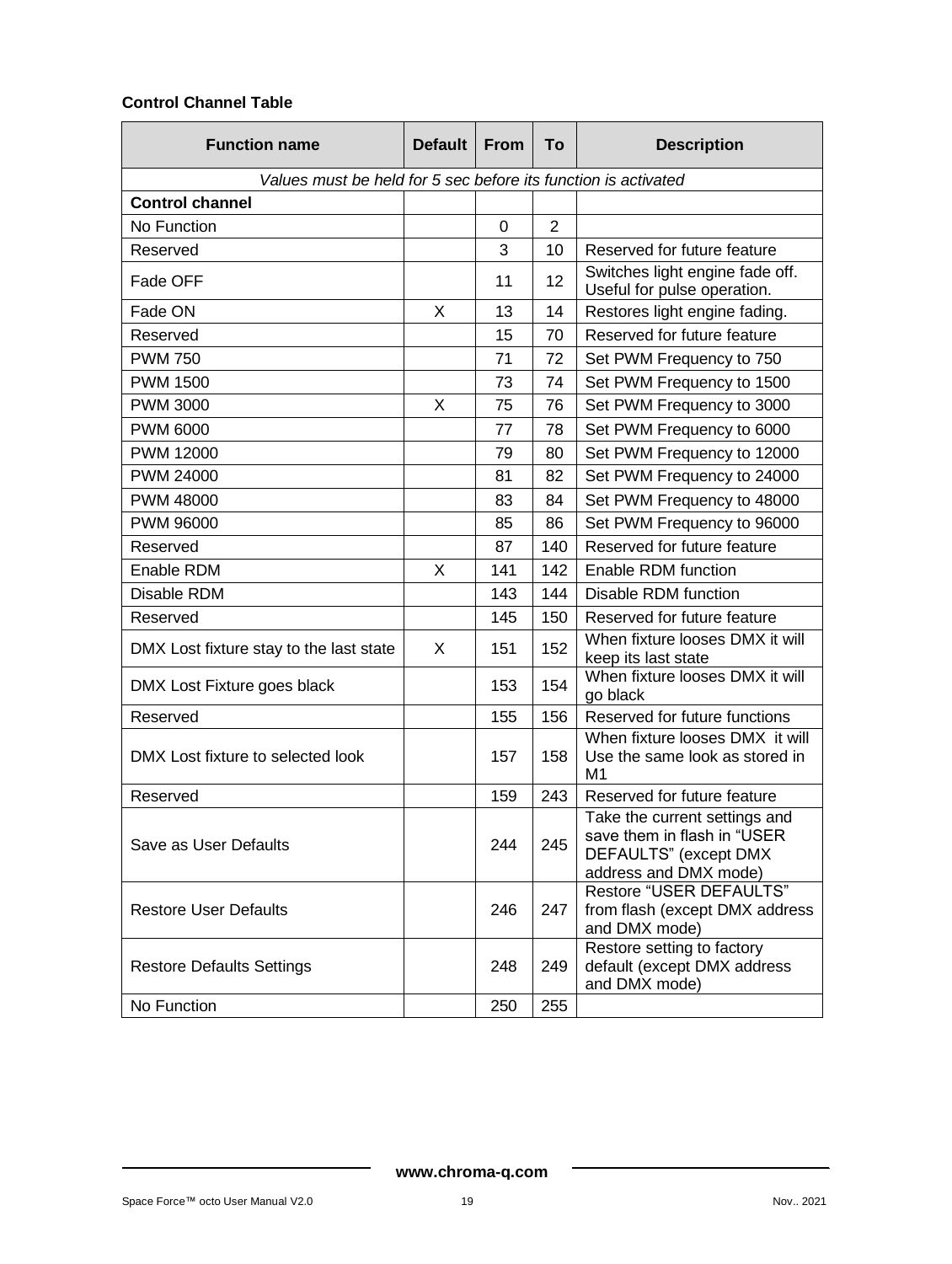**Control Channel Table**

| Function name | Default | From | To | Description |
|---|---|---|---|---|
| *Values must be held for 5 sec before its function is activated* | | | | |
| **Control channel** | | | | |
| No Function | | 0 | 2 | |
| Reserved | | 3 | 10 | Reserved for future feature |
| Fade OFF | | 11 | 12 | Switches light engine fade off. Useful for pulse operation. |
| Fade ON | X | 13 | 14 | Restores light engine fading. |
| Reserved | | 15 | 70 | Reserved for future feature |
| PWM 750 | | 71 | 72 | Set PWM Frequency to 750 |
| PWM 1500 | | 73 | 74 | Set PWM Frequency to 1500 |
| PWM 3000 | X | 75 | 76 | Set PWM Frequency to 3000 |
| PWM 6000 | | 77 | 78 | Set PWM Frequency to 6000 |
| PWM 12000 | | 79 | 80 | Set PWM Frequency to 12000 |
| PWM 24000 | | 81 | 82 | Set PWM Frequency to 24000 |
| PWM 48000 | | 83 | 84 | Set PWM Frequency to 48000 |
| PWM 96000 | | 85 | 86 | Set PWM Frequency to 96000 |
| Reserved | | 87 | 140 | Reserved for future feature |
| Enable RDM | X | 141 | 142 | Enable RDM function |
| Disable RDM | | 143 | 144 | Disable RDM function |
| Reserved | | 145 | 150 | Reserved for future feature |
| DMX Lost fixture stay to the last state | X | 151 | 152 | When fixture looses DMX it will keep its last state |
| DMX Lost Fixture goes black | | 153 | 154 | When fixture looses DMX it will go black |
| Reserved | | 155 | 156 | Reserved for future functions |
| DMX Lost fixture to selected look | | 157 | 158 | When fixture looses DMX it will Use the same look as stored in M1 |
| Reserved | | 159 | 243 | Reserved for future feature |
| Save as User Defaults | | 244 | 245 | Take the current settings and save them in flash in "USER DEFAULTS" (except DMX address and DMX mode) |
| Restore User Defaults | | 246 | 247 | Restore "USER DEFAULTS" from flash (except DMX address and DMX mode) |
| Restore Defaults Settings | | 248 | 249 | Restore setting to factory default (except DMX address and DMX mode) |
| No Function | | 250 | 255 | |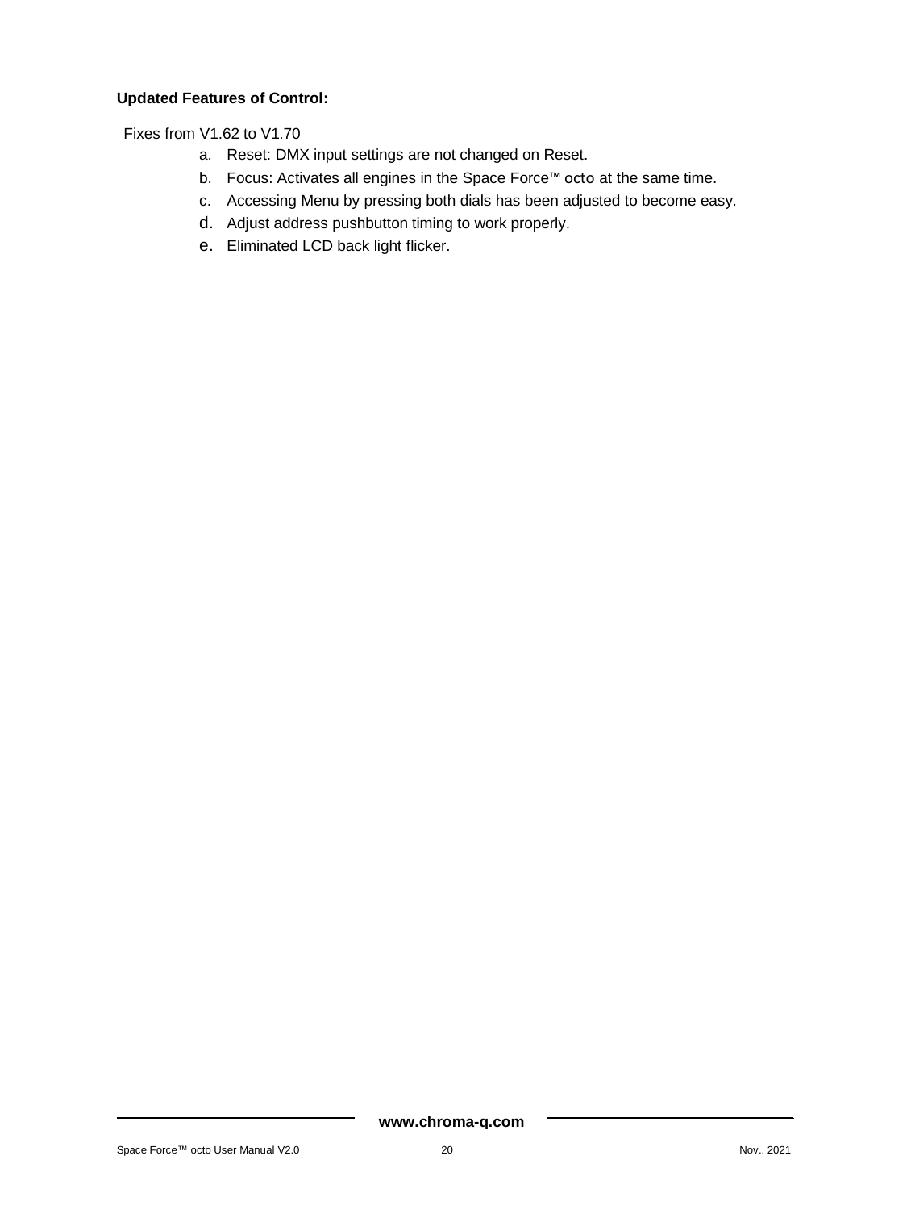**Updated Features of Control:**

Fixes from V1.62 to V1.70

a. Reset: DMX input settings are not changed on Reset.
b. Focus: Activates all engines in the Space Force™ octo at the same time.
c. Accessing Menu by pressing both dials has been adjusted to become easy.
d. Adjust address pushbutton timing to work properly.
e. Eliminated LCD back light flicker.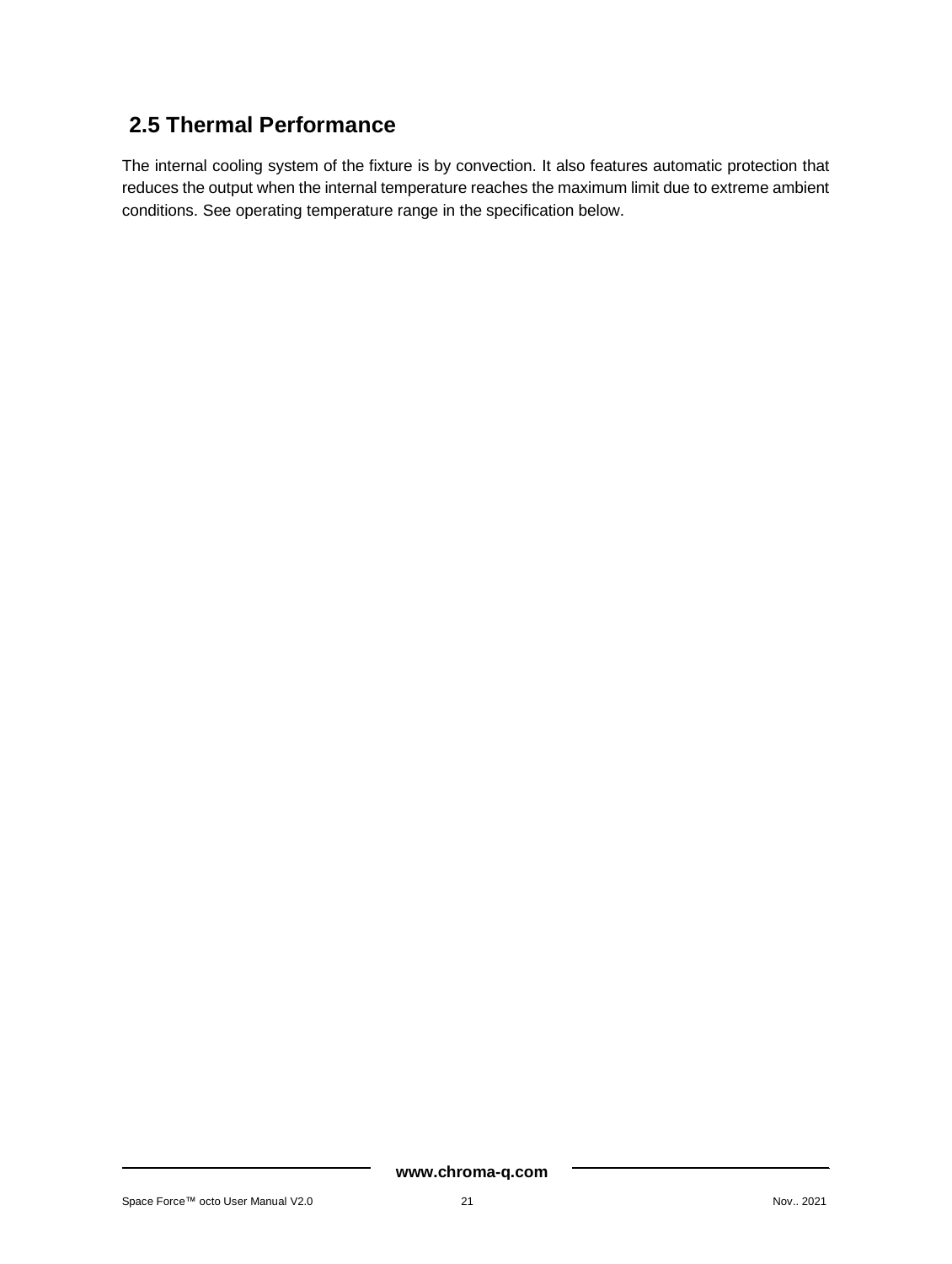## 2.5 Thermal Performance

The internal cooling system of the fixture is by convection. It also features automatic protection that reduces the output when the internal temperature reaches the maximum limit due to extreme ambient conditions. See operating temperature range in the specification below.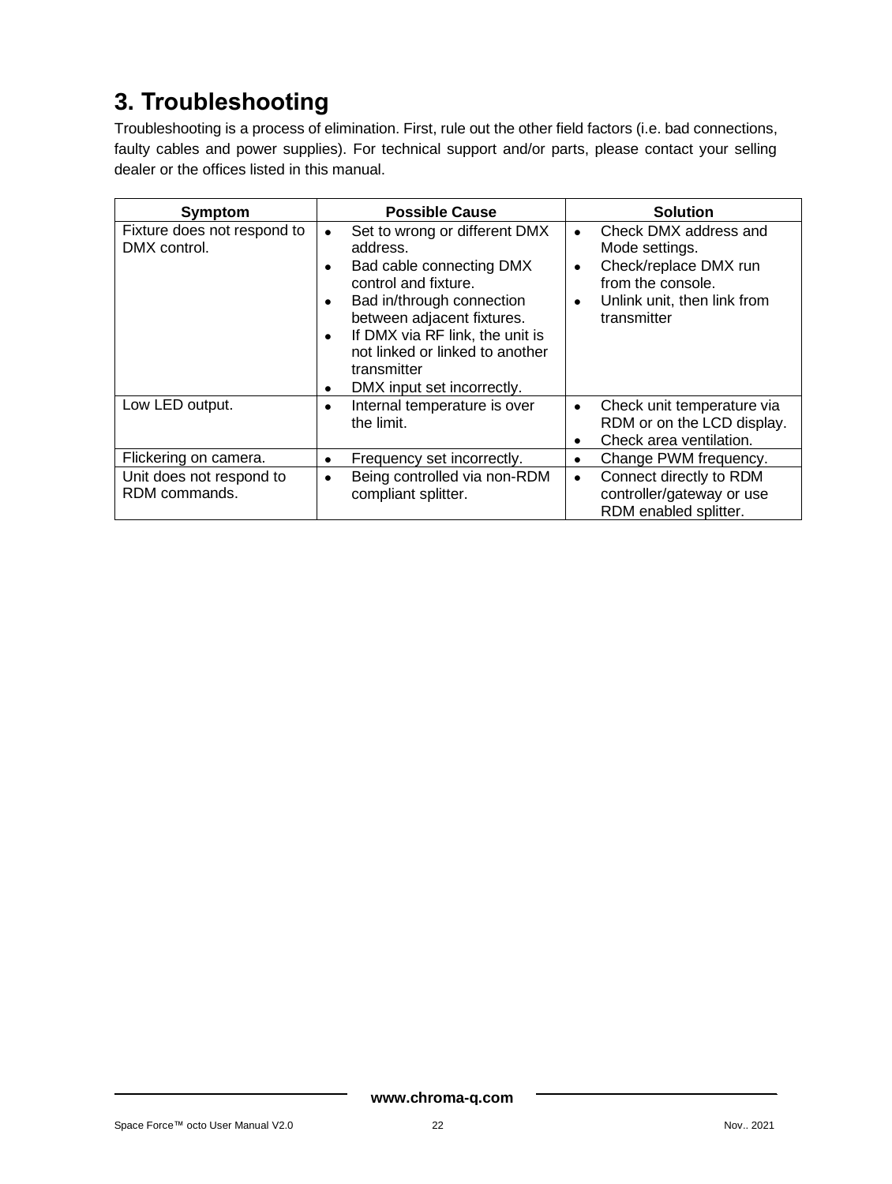# 3. Troubleshooting

Troubleshooting is a process of elimination. First, rule out the other field factors (i.e. bad connections, faulty cables and power supplies). For technical support and/or parts, please contact your selling dealer or the offices listed in this manual.

| Symptom | Possible Cause | Solution |
|---|---|---|
| Fixture does not respond to DMX control. | • Set to wrong or different DMX address.<br>• Bad cable connecting DMX control and fixture.<br>• Bad in/through connection between adjacent fixtures.<br>• If DMX via RF link, the unit is not linked or linked to another transmitter<br>• DMX input set incorrectly. | • Check DMX address and Mode settings.<br>• Check/replace DMX run from the console.<br>• Unlink unit, then link from transmitter |
| Low LED output. | • Internal temperature is over the limit. | • Check unit temperature via RDM or on the LCD display.<br>• Check area ventilation. |
| Flickering on camera. | • Frequency set incorrectly. | • Change PWM frequency. |
| Unit does not respond to RDM commands. | • Being controlled via non-RDM compliant splitter. | • Connect directly to RDM controller/gateway or use RDM enabled splitter. |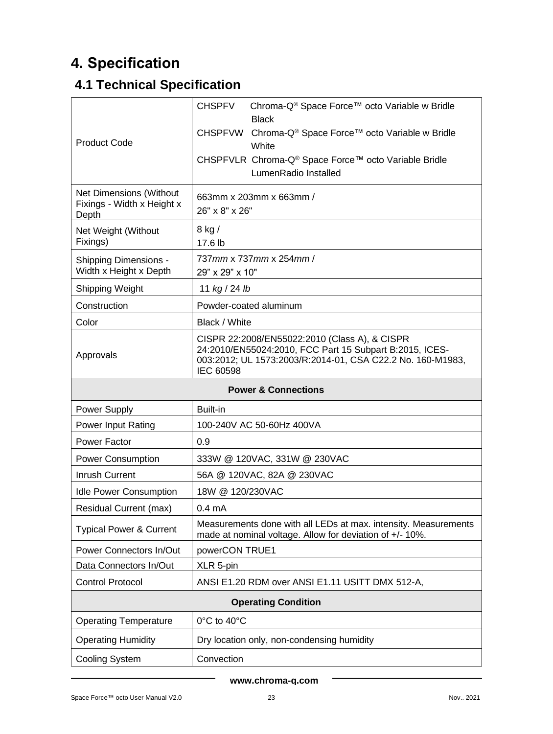# 4. Specification

## 4.1 Technical Specification

| | |
|---|---|
| Product Code | CHSPFV Chroma-Q® Space Force™ octo Variable w Bridle Black<br>CHSPFVW Chroma-Q® Space Force™ octo Variable w Bridle White<br>CHSPFVLR Chroma-Q® Space Force™ octo Variable Bridle LumenRadio Installed |
| Net Dimensions (Without Fixings - Width x Height x Depth | 663mm x 203mm x 663mm /<br>26" x 8" x 26" |
| Net Weight (Without Fixings) | 8 kg /<br>17.6 lb |
| Shipping Dimensions - Width x Height x Depth | 737*mm* x 737*mm* x 254*mm* /<br>29" x 29" x 10" |
| Shipping Weight | 11 *kg* / 24 *lb* |
| Construction | Powder-coated aluminum |
| Color | Black / White |
| Approvals | CISPR 22:2008/EN55022:2010 (Class A), & CISPR 24:2010/EN55024:2010, FCC Part 15 Subpart B:2015, ICES-003:2012; UL 1573:2003/R:2014-01, CSA C22.2 No. 160-M1983, IEC 60598 |
| **Power & Connections** | |
| Power Supply | Built-in |
| Power Input Rating | 100-240V AC 50-60Hz 400VA |
| Power Factor | 0.9 |
| Power Consumption | 333W @ 120VAC, 331W @ 230VAC |
| Inrush Current | 56A @ 120VAC, 82A @ 230VAC |
| Idle Power Consumption | 18W @ 120/230VAC |
| Residual Current (max) | 0.4 mA |
| Typical Power & Current | Measurements done with all LEDs at max. intensity. Measurements made at nominal voltage. Allow for deviation of +/- 10%. |
| Power Connectors In/Out | powerCON TRUE1 |
| Data Connectors In/Out | XLR 5-pin |
| Control Protocol | ANSI E1.20 RDM over ANSI E1.11 USITT DMX 512-A, |
| **Operating Condition** | |
| Operating Temperature | 0°C to 40°C |
| Operating Humidity | Dry location only, non-condensing humidity |
| Cooling System | Convection |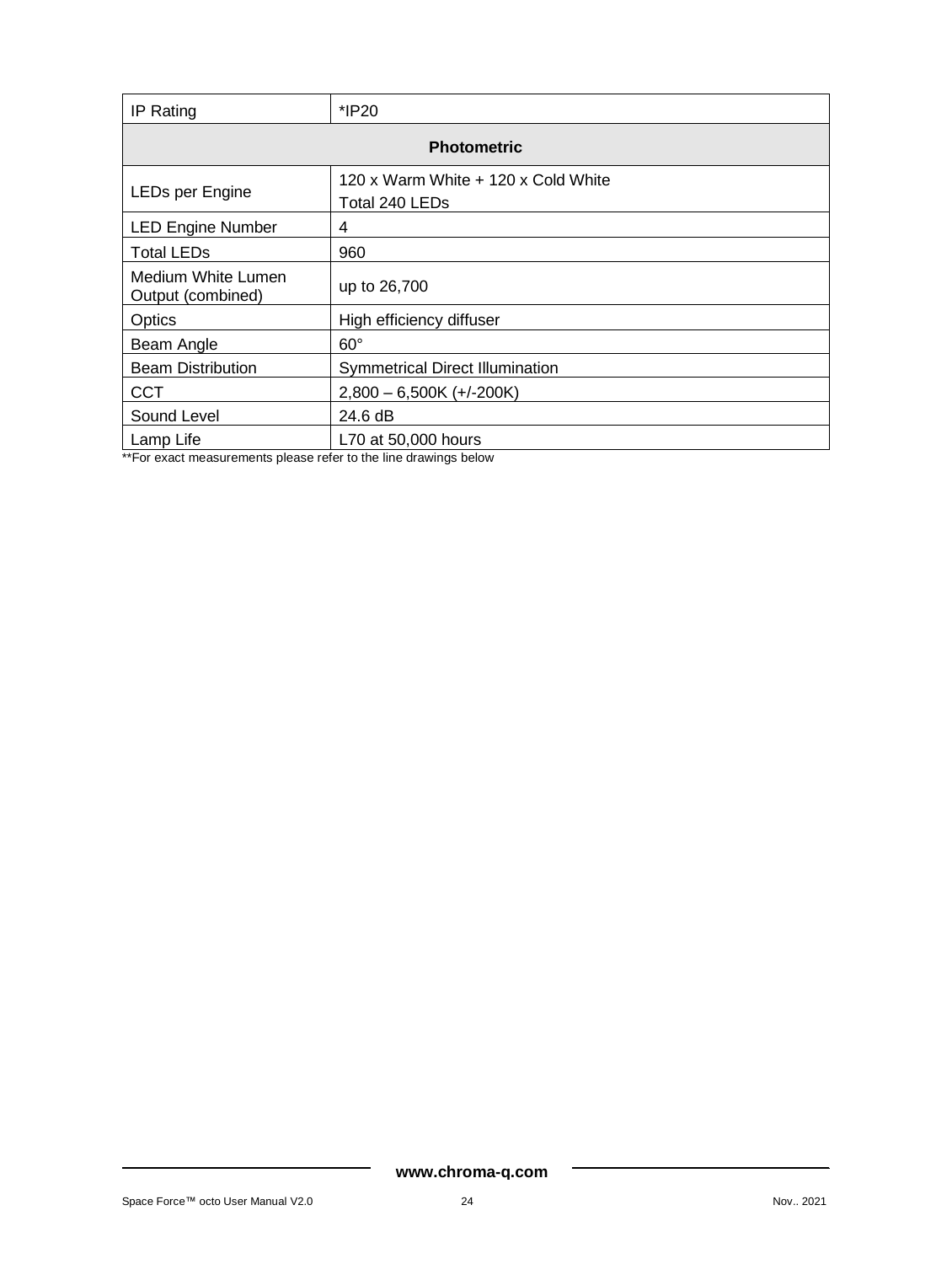| IP Rating | *IP20 |
|---|---|
| **Photometric** | |
| LEDs per Engine | 120 x Warm White + 120 x Cold White<br>Total 240 LEDs |
| LED Engine Number | 4 |
| Total LEDs | 960 |
| Medium White Lumen Output (combined) | up to 26,700 |
| Optics | High efficiency diffuser |
| Beam Angle | 60° |
| Beam Distribution | Symmetrical Direct Illumination |
| CCT | 2,800 – 6,500K (+/-200K) |
| Sound Level | 24.6 dB |
| Lamp Life | L70 at 50,000 hours |

**For exact measurements please refer to the line drawings below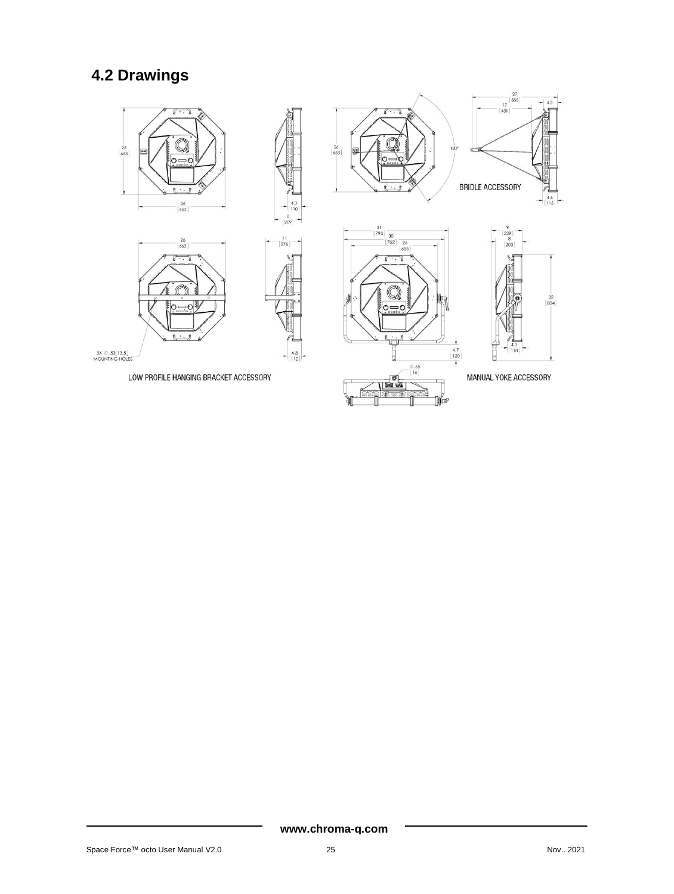## 4.2 Drawings

BRIDLE ACCESSORY

LOW PROFILE HANGING BRACKET ACCESSORY

MANUAL YOKE ACCESSORY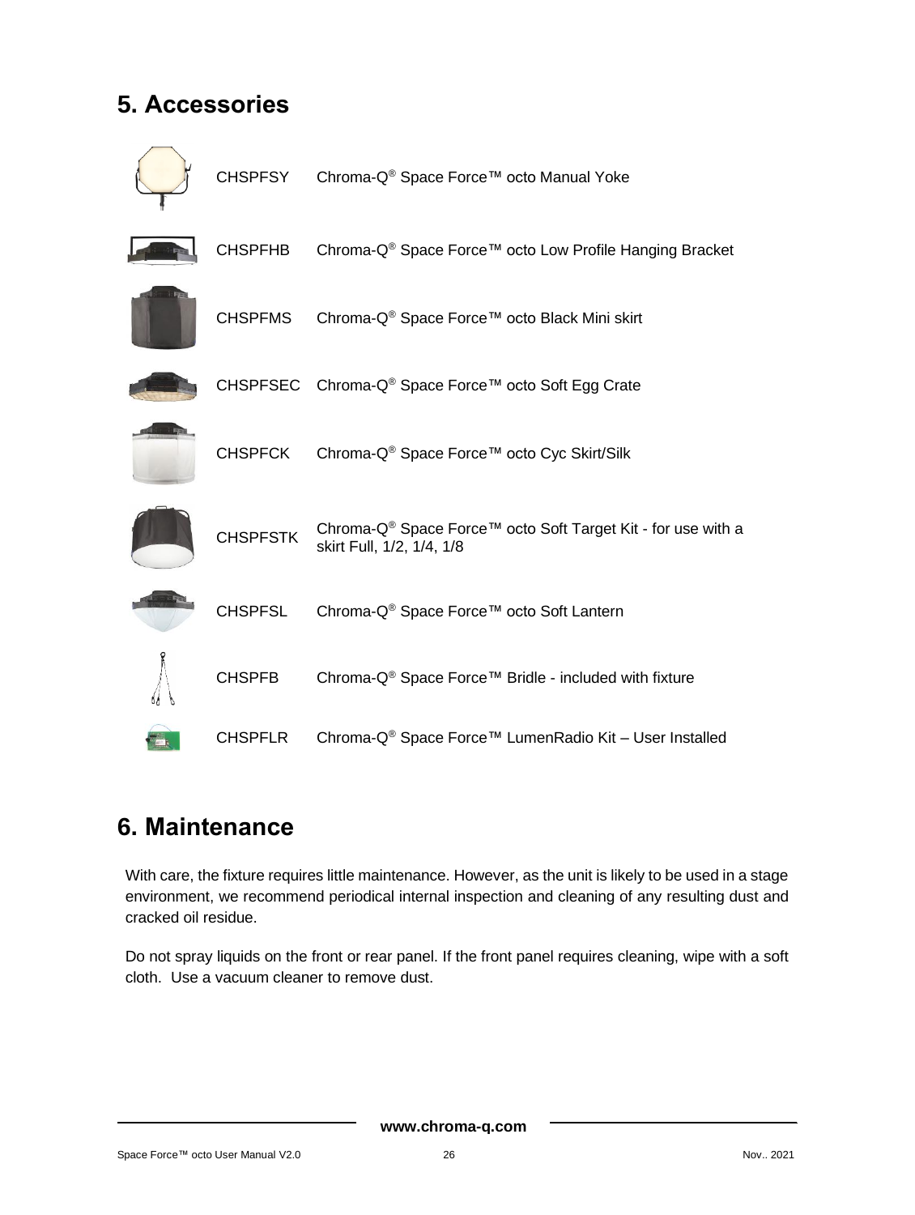## 5. Accessories

| | | |
|---|---|---|
| | CHSPFSY | Chroma-Q® Space Force™ octo Manual Yoke |
| | CHSPFHB | Chroma-Q® Space Force™ octo Low Profile Hanging Bracket |
| | CHSPFMS | Chroma-Q® Space Force™ octo Black Mini skirt |
| | CHSPFSEC | Chroma-Q® Space Force™ octo Soft Egg Crate |
| | CHSPFCK | Chroma-Q® Space Force™ octo Cyc Skirt/Silk |
| | CHSPFSTK | Chroma-Q® Space Force™ octo Soft Target Kit - for use with a skirt Full, 1/2, 1/4, 1/8 |
| | CHSPFSL | Chroma-Q® Space Force™ octo Soft Lantern |
| | CHSPFB | Chroma-Q® Space Force™ Bridle - included with fixture |
| | CHSPFLR | Chroma-Q® Space Force™ LumenRadio Kit – User Installed |

## 6. Maintenance

With care, the fixture requires little maintenance. However, as the unit is likely to be used in a stage environment, we recommend periodical internal inspection and cleaning of any resulting dust and cracked oil residue.

Do not spray liquids on the front or rear panel. If the front panel requires cleaning, wipe with a soft cloth. Use a vacuum cleaner to remove dust.